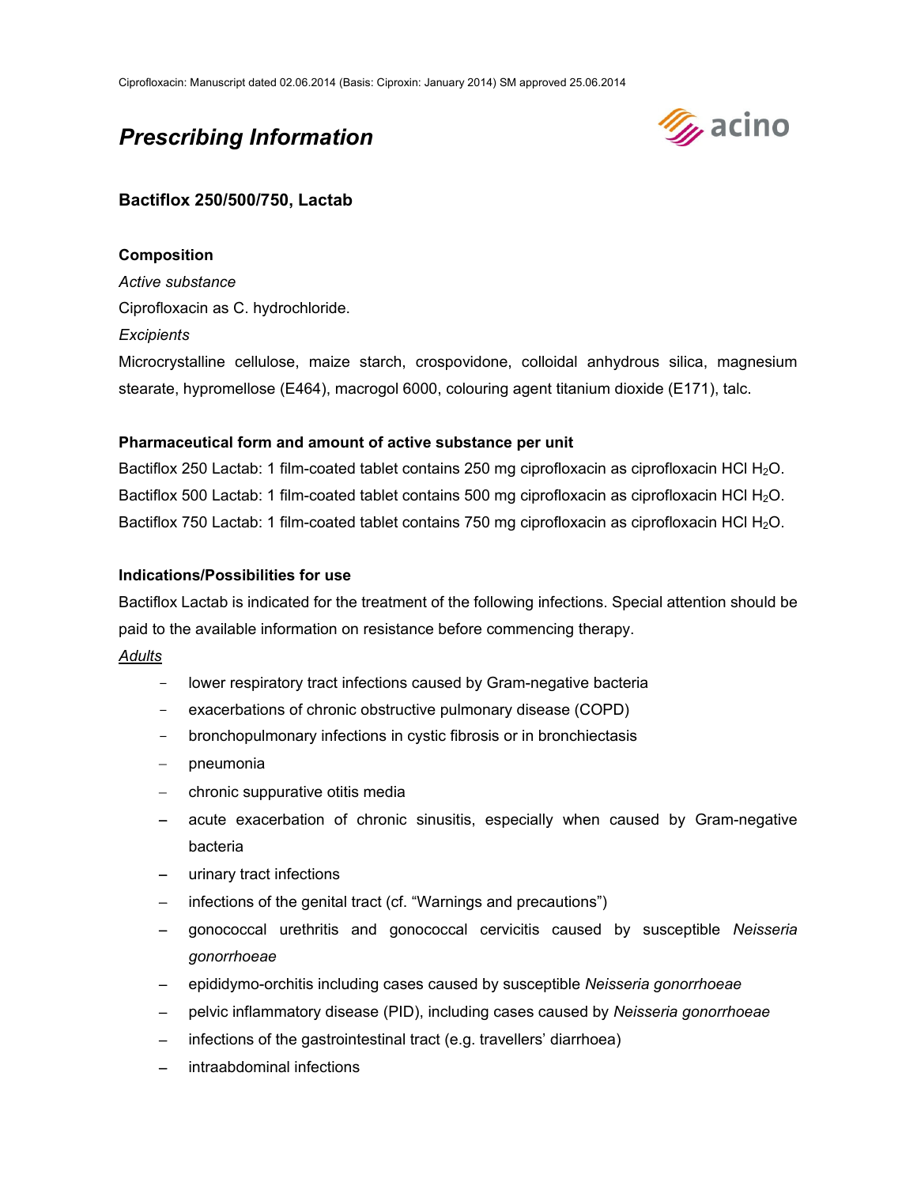Ciprofloxacin: Manuscript dated 02.06.2014 (Basis: Ciproxin: January 2014) SM approved 25.06.2014

# *Prescribing Information*

## Bactiflox 250/500/750, Lactab

### Composition

*Active substance*

Ciprofloxacin as C. hydrochloride.

*Excipients*

Microcrystalline cellulose, maize starch, crospovidone, colloidal anhydrous silica, magnesium stearate, hypromellose (E464), macrogol 6000, colouring agent titanium dioxide (E171), talc.

### Pharmaceutical form and amount of active substance per unit

Bactiflox 250 Lactab: 1 film-coated tablet contains 250 mg ciprofloxacin as ciprofloxacin HCl $H_2O$.

Bactiflox 500 Lactab: 1 film-coated tablet contains 500 mg ciprofloxacin as ciprofloxacin HCl $H_2O$.

Bactiflox 750 Lactab: 1 film-coated tablet contains 750 mg ciprofloxacin as ciprofloxacin HCl $H_2O$.

### Indications/Possibilities for use

Bactiflox Lactab is indicated for the treatment of the following infections. Special attention should be paid to the available information on resistance before commencing therapy.

Adults

- lower respiratory tract infections caused by Gram-negative bacteria
- exacerbations of chronic obstructive pulmonary disease (COPD)
- bronchopulmonary infections in cystic fibrosis or in bronchiectasis
- pneumonia
- chronic suppurative otitis media
- acute exacerbation of chronic sinusitis, especially when caused by Gram-negative bacteria
- urinary tract infections
- infections of the genital tract (cf. "Warnings and precautions")
- gonococcal urethritis and gonococcal cervicitis caused by susceptible *Neisseria gonorrhoeae*
- epididymo-orchitis including cases caused by susceptible *Neisseria gonorrhoeae*
- pelvic inflammatory disease (PID), including cases caused by *Neisseria gonorrhoeae*
- infections of the gastrointestinal tract (e.g. travellers' diarrhoea)
- intraabdominal infections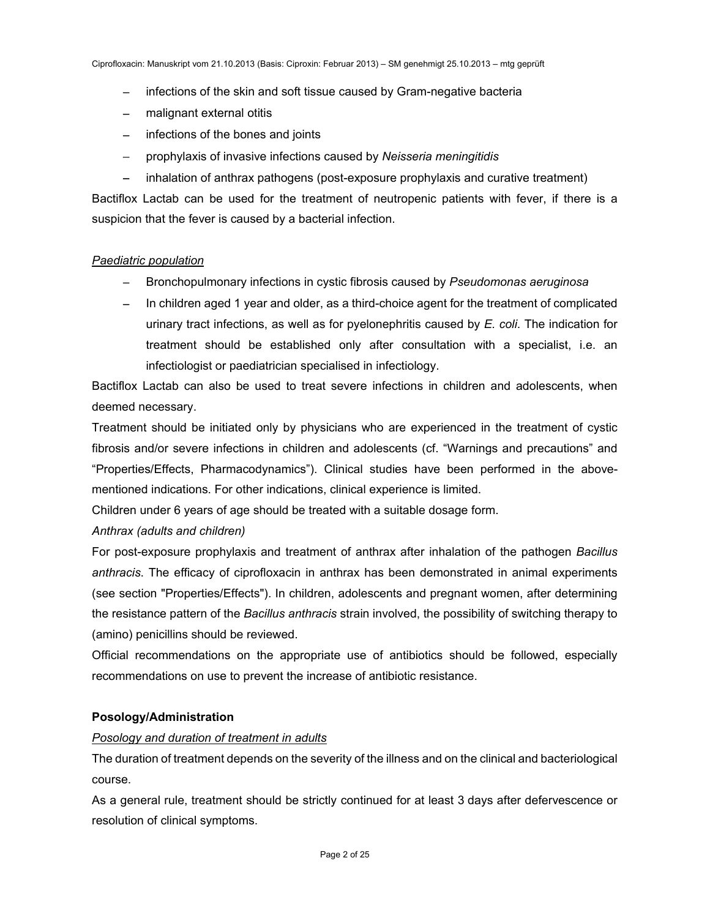- infections of the skin and soft tissue caused by Gram-negative bacteria
- malignant external otitis
- infections of the bones and joints
- prophylaxis of invasive infections caused by *Neisseria meningitidis*
- inhalation of anthrax pathogens (post-exposure prophylaxis and curative treatment)

Bactiflox Lactab can be used for the treatment of neutropenic patients with fever, if there is a suspicion that the fever is caused by a bacterial infection.

*Paediatric population*

- Bronchopulmonary infections in cystic fibrosis caused by *Pseudomonas aeruginosa*
- In children aged 1 year and older, as a third-choice agent for the treatment of complicated urinary tract infections, as well as for pyelonephritis caused by *E. coli*. The indication for treatment should be established only after consultation with a specialist, i.e. an infectiologist or paediatrician specialised in infectiology.

Bactiflox Lactab can also be used to treat severe infections in children and adolescents, when deemed necessary.

Treatment should be initiated only by physicians who are experienced in the treatment of cystic fibrosis and/or severe infections in children and adolescents (cf. "Warnings and precautions" and "Properties/Effects, Pharmacodynamics"). Clinical studies have been performed in the above-mentioned indications. For other indications, clinical experience is limited.

Children under 6 years of age should be treated with a suitable dosage form.

*Anthrax (adults and children)*

For post-exposure prophylaxis and treatment of anthrax after inhalation of the pathogen *Bacillus anthracis*. The efficacy of ciprofloxacin in anthrax has been demonstrated in animal experiments (see section "Properties/Effects"). In children, adolescents and pregnant women, after determining the resistance pattern of the *Bacillus anthracis* strain involved, the possibility of switching therapy to (amino) penicillins should be reviewed.

Official recommendations on the appropriate use of antibiotics should be followed, especially recommendations on use to prevent the increase of antibiotic resistance.

**Posology/Administration**

*Posology and duration of treatment in adults*

The duration of treatment depends on the severity of the illness and on the clinical and bacteriological course.

As a general rule, treatment should be strictly continued for at least 3 days after defervescence or resolution of clinical symptoms.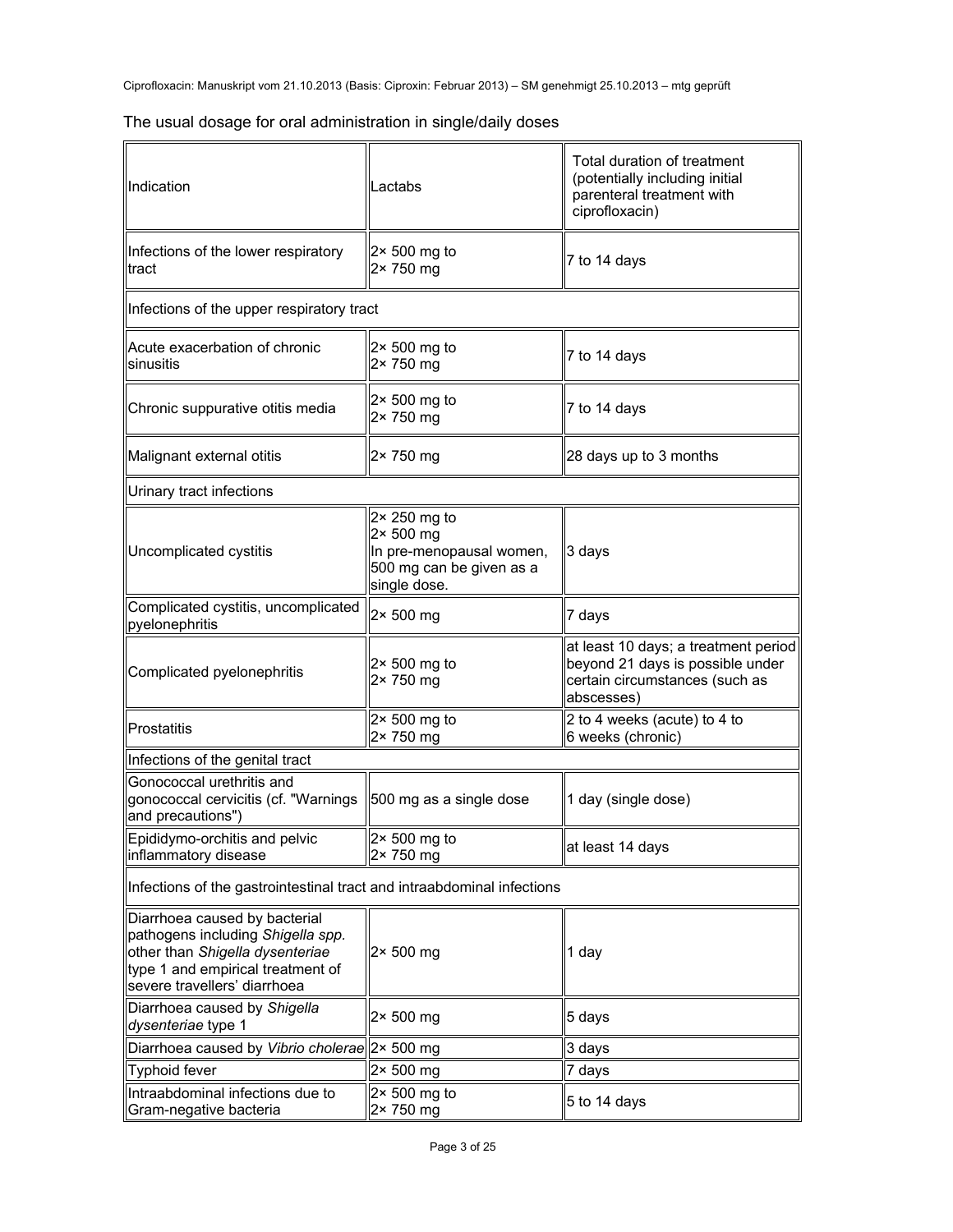The usual dosage for oral administration in single/daily doses

| Indication | Lactabs | Total duration of treatment (potentially including initial parenteral treatment with ciprofloxacin) |
|---|---|---|
| Infections of the lower respiratory tract | 2× 500 mg to 2× 750 mg | 7 to 14 days |
| Infections of the upper respiratory tract | | |
| Acute exacerbation of chronic sinusitis | 2× 500 mg to 2× 750 mg | 7 to 14 days |
| Chronic suppurative otitis media | 2× 500 mg to 2× 750 mg | 7 to 14 days |
| Malignant external otitis | 2× 750 mg | 28 days up to 3 months |
| Urinary tract infections | | |
| Uncomplicated cystitis | 2× 250 mg to 2× 500 mg In pre-menopausal women, 500 mg can be given as a single dose. | 3 days |
| Complicated cystitis, uncomplicated pyelonephritis | 2× 500 mg | 7 days |
| Complicated pyelonephritis | 2× 500 mg to 2× 750 mg | at least 10 days; a treatment period beyond 21 days is possible under certain circumstances (such as abscesses) |
| Prostatitis | 2× 500 mg to 2× 750 mg | 2 to 4 weeks (acute) to 4 to 6 weeks (chronic) |
| Infections of the genital tract | | |
| Gonococcal urethritis and gonococcal cervicitis (cf. "Warnings and precautions") | 500 mg as a single dose | 1 day (single dose) |
| Epididymo-orchitis and pelvic inflammatory disease | 2× 500 mg to 2× 750 mg | at least 14 days |
| Infections of the gastrointestinal tract and intraabdominal infections | | |
| Diarrhoea caused by bacterial pathogens including *Shigella spp.* other than *Shigella dysenteriae* type 1 and empirical treatment of severe travellers' diarrhoea | 2× 500 mg | 1 day |
| Diarrhoea caused by *Shigella dysenteriae* type 1 | 2× 500 mg | 5 days |
| Diarrhoea caused by *Vibrio cholerae* | 2× 500 mg | 3 days |
| Typhoid fever | 2× 500 mg | 7 days |
| Intraabdominal infections due to Gram-negative bacteria | 2× 500 mg to 2× 750 mg | 5 to 14 days |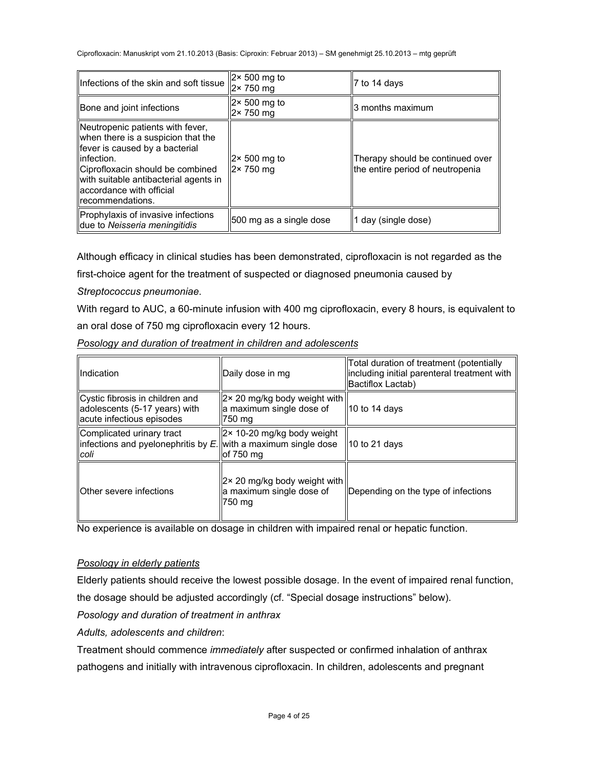| Infections of the skin and soft tissue | 2× 500 mg to 2× 750 mg | 7 to 14 days |
|---|---|---|
| Bone and joint infections | 2× 500 mg to 2× 750 mg | 3 months maximum |
| Neutropenic patients with fever, when there is a suspicion that the fever is caused by a bacterial infection. Ciprofloxacin should be combined with suitable antibacterial agents in accordance with official recommendations. | 2× 500 mg to 2× 750 mg | Therapy should be continued over the entire period of neutropenia |
| Prophylaxis of invasive infections due to *Neisseria meningitidis* | 500 mg as a single dose | 1 day (single dose) |

Although efficacy in clinical studies has been demonstrated, ciprofloxacin is not regarded as the first-choice agent for the treatment of suspected or diagnosed pneumonia caused by *Streptococcus pneumoniae*.

With regard to AUC, a 60-minute infusion with 400 mg ciprofloxacin, every 8 hours, is equivalent to an oral dose of 750 mg ciprofloxacin every 12 hours.

*Posology and duration of treatment in children and adolescents*

| Indication | Daily dose in mg | Total duration of treatment (potentially including initial parenteral treatment with Bactiflox Lactab) |
|---|---|---|
| Cystic fibrosis in children and adolescents (5-17 years) with acute infectious episodes | 2× 20 mg/kg body weight with a maximum single dose of 750 mg | 10 to 14 days |
| Complicated urinary tract infections and pyelonephritis by *E. coli* | 2× 10-20 mg/kg body weight with a maximum single dose of 750 mg | 10 to 21 days |
| Other severe infections | 2× 20 mg/kg body weight with a maximum single dose of 750 mg | Depending on the type of infections |

No experience is available on dosage in children with impaired renal or hepatic function.

*Posology in elderly patients*

Elderly patients should receive the lowest possible dosage. In the event of impaired renal function, the dosage should be adjusted accordingly (cf. "Special dosage instructions" below).

*Posology and duration of treatment in anthrax*

*Adults, adolescents and children*:

Treatment should commence *immediately* after suspected or confirmed inhalation of anthrax pathogens and initially with intravenous ciprofloxacin. In children, adolescents and pregnant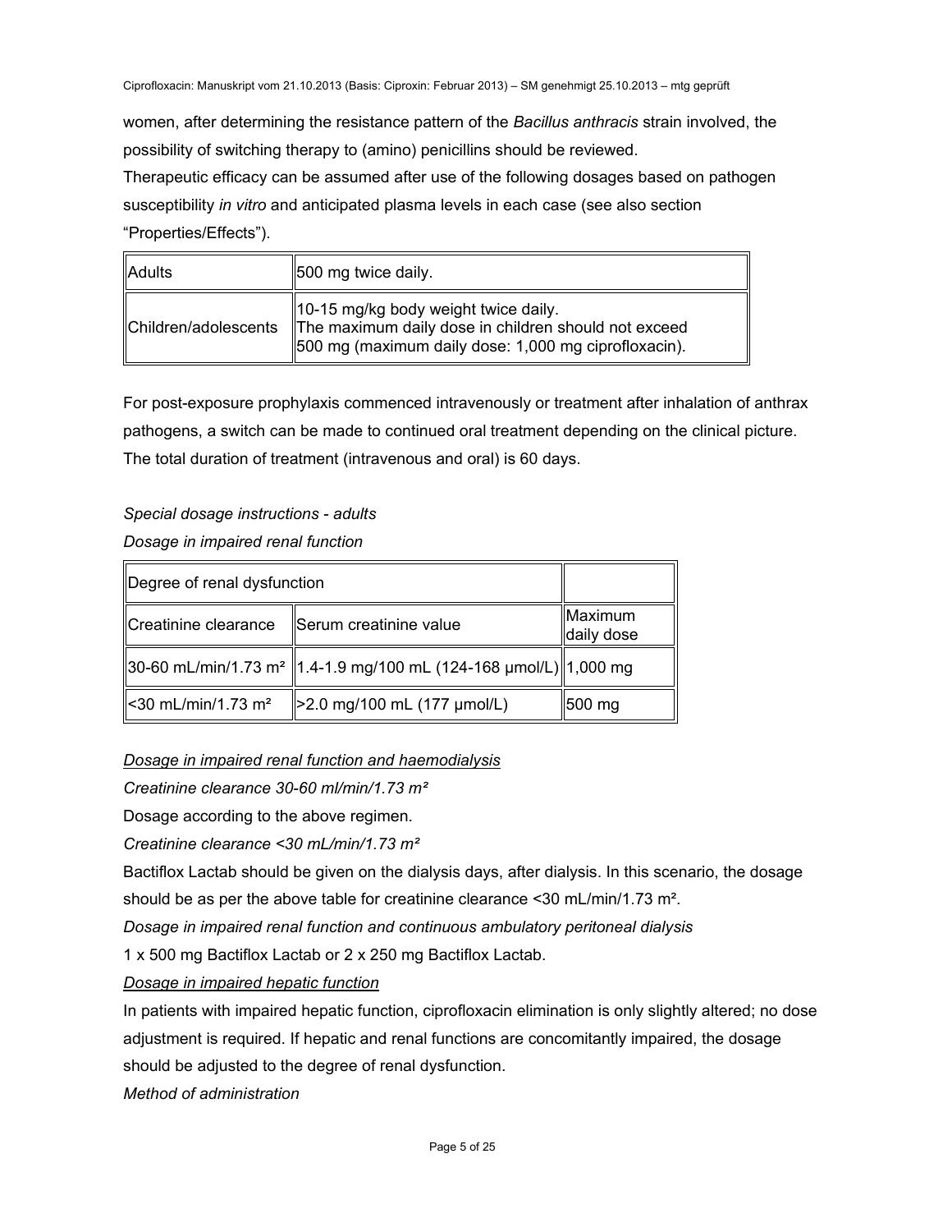women, after determining the resistance pattern of the *Bacillus anthracis* strain involved, the possibility of switching therapy to (amino) penicillins should be reviewed.

Therapeutic efficacy can be assumed after use of the following dosages based on pathogen susceptibility *in vitro* and anticipated plasma levels in each case (see also section "Properties/Effects").

| Adults | 500 mg twice daily. |
|---|---|
| Children/adolescents | 10-15 mg/kg body weight twice daily.<br>The maximum daily dose in children should not exceed 500 mg (maximum daily dose: 1,000 mg ciprofloxacin). |

For post-exposure prophylaxis commenced intravenously or treatment after inhalation of anthrax pathogens, a switch can be made to continued oral treatment depending on the clinical picture. The total duration of treatment (intravenous and oral) is 60 days.

*Special dosage instructions - adults*

*Dosage in impaired renal function*

| Degree of renal dysfunction | | |
|---|---|---|
| Creatinine clearance | Serum creatinine value | Maximum daily dose |
| 30-60 mL/min/1.73 m² | 1.4-1.9 mg/100 mL (124-168 µmol/L) | 1,000 mg |
| <30 mL/min/1.73 m² | >2.0 mg/100 mL (177 µmol/L) | 500 mg |

<u>*Dosage in impaired renal function and haemodialysis*</u>

*Creatinine clearance 30-60 ml/min/1.73 m²*

Dosage according to the above regimen.

*Creatinine clearance <30 mL/min/1.73 m²*

Bactiflox Lactab should be given on the dialysis days, after dialysis. In this scenario, the dosage should be as per the above table for creatinine clearance <30 mL/min/1.73 m².

*Dosage in impaired renal function and continuous ambulatory peritoneal dialysis*

1 x 500 mg Bactiflox Lactab or 2 x 250 mg Bactiflox Lactab.

<u>*Dosage in impaired hepatic function*</u>

In patients with impaired hepatic function, ciprofloxacin elimination is only slightly altered; no dose adjustment is required. If hepatic and renal functions are concomitantly impaired, the dosage should be adjusted to the degree of renal dysfunction.

*Method of administration*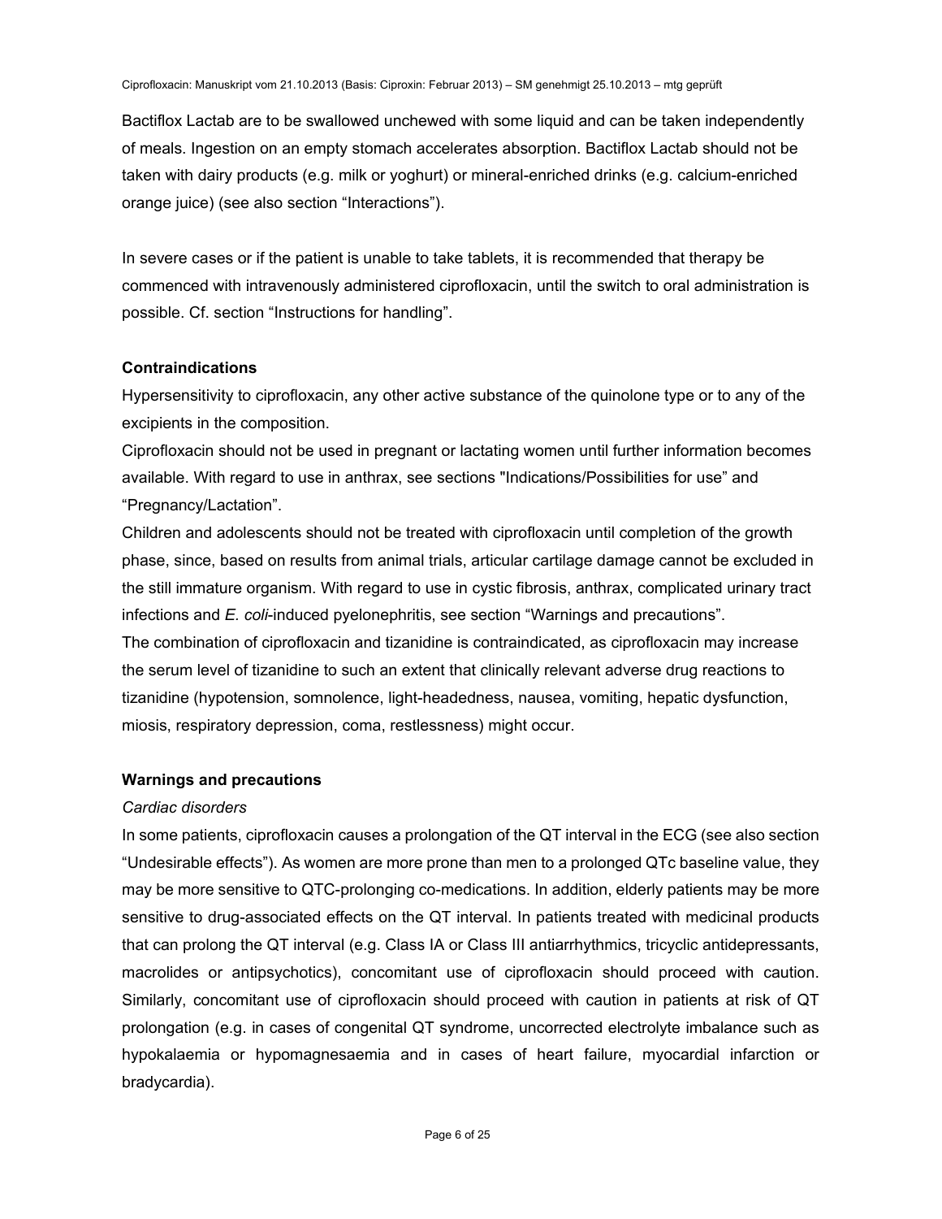Bactiflox Lactab are to be swallowed unchewed with some liquid and can be taken independently of meals. Ingestion on an empty stomach accelerates absorption. Bactiflox Lactab should not be taken with dairy products (e.g. milk or yoghurt) or mineral-enriched drinks (e.g. calcium-enriched orange juice) (see also section “Interactions”).

In severe cases or if the patient is unable to take tablets, it is recommended that therapy be commenced with intravenously administered ciprofloxacin, until the switch to oral administration is possible. Cf. section “Instructions for handling”.

**Contraindications**

Hypersensitivity to ciprofloxacin, any other active substance of the quinolone type or to any of the excipients in the composition.

Ciprofloxacin should not be used in pregnant or lactating women until further information becomes available. With regard to use in anthrax, see sections "Indications/Possibilities for use” and “Pregnancy/Lactation”.

Children and adolescents should not be treated with ciprofloxacin until completion of the growth phase, since, based on results from animal trials, articular cartilage damage cannot be excluded in the still immature organism. With regard to use in cystic fibrosis, anthrax, complicated urinary tract infections and *E. coli*-induced pyelonephritis, see section “Warnings and precautions”.

The combination of ciprofloxacin and tizanidine is contraindicated, as ciprofloxacin may increase the serum level of tizanidine to such an extent that clinically relevant adverse drug reactions to tizanidine (hypotension, somnolence, light-headedness, nausea, vomiting, hepatic dysfunction, miosis, respiratory depression, coma, restlessness) might occur.

**Warnings and precautions**

*Cardiac disorders*

In some patients, ciprofloxacin causes a prolongation of the QT interval in the ECG (see also section “Undesirable effects”). As women are more prone than men to a prolonged QTc baseline value, they may be more sensitive to QTC-prolonging co-medications. In addition, elderly patients may be more sensitive to drug-associated effects on the QT interval. In patients treated with medicinal products that can prolong the QT interval (e.g. Class IA or Class III antiarrhythmics, tricyclic antidepressants, macrolides or antipsychotics), concomitant use of ciprofloxacin should proceed with caution. Similarly, concomitant use of ciprofloxacin should proceed with caution in patients at risk of QT prolongation (e.g. in cases of congenital QT syndrome, uncorrected electrolyte imbalance such as hypokalaemia or hypomagnesaemia and in cases of heart failure, myocardial infarction or bradycardia).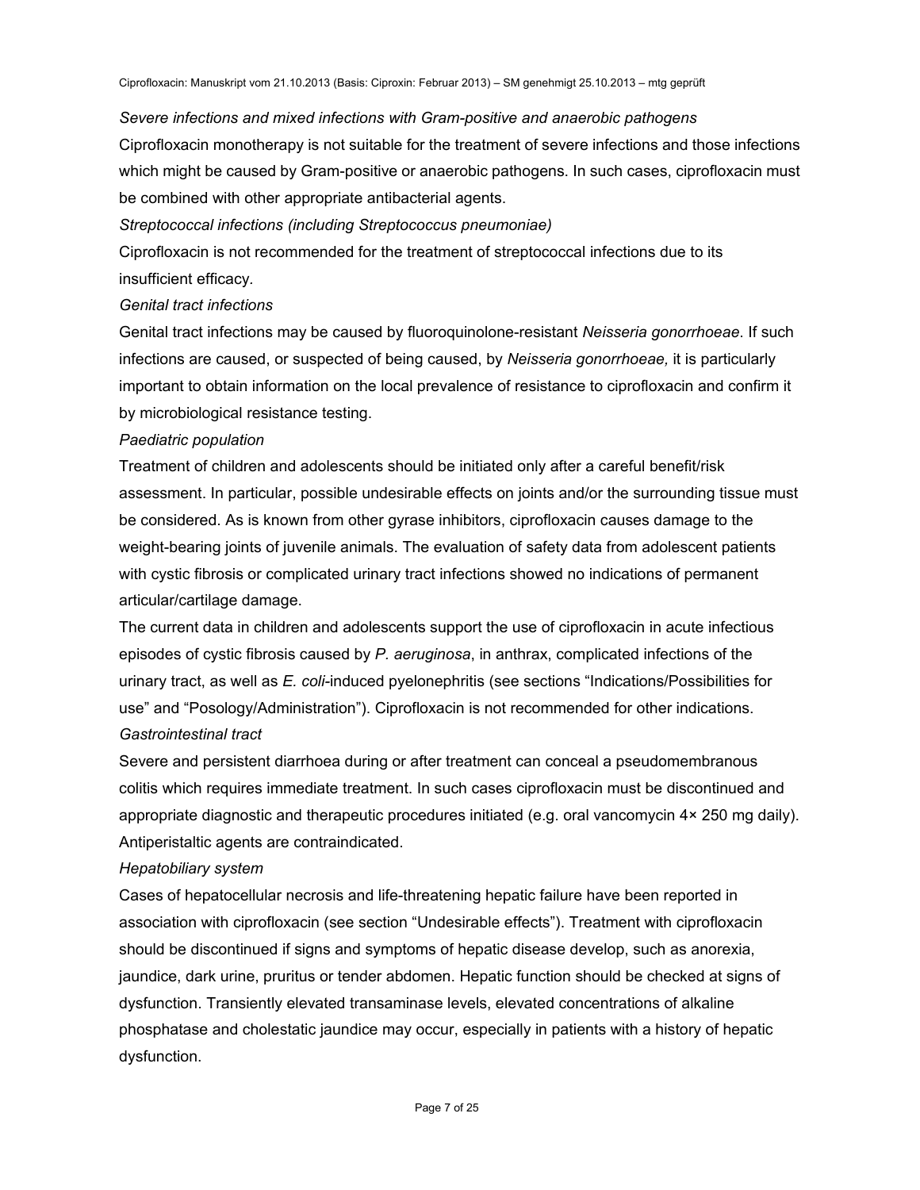*Severe infections and mixed infections with Gram-positive and anaerobic pathogens*

Ciprofloxacin monotherapy is not suitable for the treatment of severe infections and those infections which might be caused by Gram-positive or anaerobic pathogens. In such cases, ciprofloxacin must be combined with other appropriate antibacterial agents.

*Streptococcal infections (including Streptococcus pneumoniae)*

Ciprofloxacin is not recommended for the treatment of streptococcal infections due to its insufficient efficacy.

*Genital tract infections*

Genital tract infections may be caused by fluoroquinolone-resistant *Neisseria gonorrhoeae*. If such infections are caused, or suspected of being caused, by *Neisseria gonorrhoeae,* it is particularly important to obtain information on the local prevalence of resistance to ciprofloxacin and confirm it by microbiological resistance testing.

*Paediatric population*

Treatment of children and adolescents should be initiated only after a careful benefit/risk assessment. In particular, possible undesirable effects on joints and/or the surrounding tissue must be considered. As is known from other gyrase inhibitors, ciprofloxacin causes damage to the weight-bearing joints of juvenile animals. The evaluation of safety data from adolescent patients with cystic fibrosis or complicated urinary tract infections showed no indications of permanent articular/cartilage damage.

The current data in children and adolescents support the use of ciprofloxacin in acute infectious episodes of cystic fibrosis caused by *P. aeruginosa*, in anthrax, complicated infections of the urinary tract, as well as *E. coli*-induced pyelonephritis (see sections "Indications/Possibilities for use" and "Posology/Administration"). Ciprofloxacin is not recommended for other indications.

*Gastrointestinal tract*

Severe and persistent diarrhoea during or after treatment can conceal a pseudomembranous colitis which requires immediate treatment. In such cases ciprofloxacin must be discontinued and appropriate diagnostic and therapeutic procedures initiated (e.g. oral vancomycin 4× 250 mg daily). Antiperistaltic agents are contraindicated.

*Hepatobiliary system*

Cases of hepatocellular necrosis and life-threatening hepatic failure have been reported in association with ciprofloxacin (see section "Undesirable effects"). Treatment with ciprofloxacin should be discontinued if signs and symptoms of hepatic disease develop, such as anorexia, jaundice, dark urine, pruritus or tender abdomen. Hepatic function should be checked at signs of dysfunction. Transiently elevated transaminase levels, elevated concentrations of alkaline phosphatase and cholestatic jaundice may occur, especially in patients with a history of hepatic dysfunction.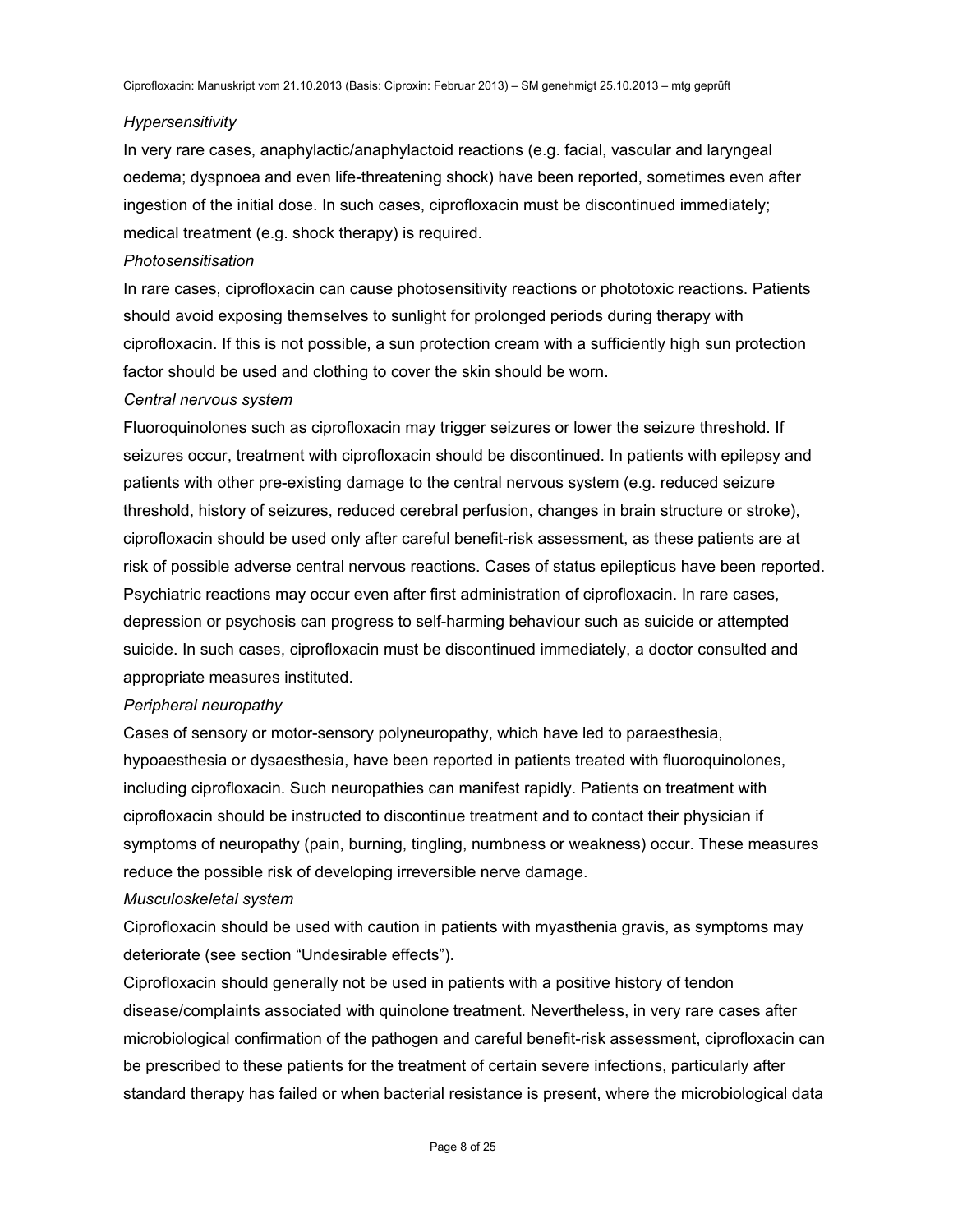*Hypersensitivity*

In very rare cases, anaphylactic/anaphylactoid reactions (e.g. facial, vascular and laryngeal oedema; dyspnoea and even life-threatening shock) have been reported, sometimes even after ingestion of the initial dose. In such cases, ciprofloxacin must be discontinued immediately; medical treatment (e.g. shock therapy) is required.

*Photosensitisation*

In rare cases, ciprofloxacin can cause photosensitivity reactions or phototoxic reactions. Patients should avoid exposing themselves to sunlight for prolonged periods during therapy with ciprofloxacin. If this is not possible, a sun protection cream with a sufficiently high sun protection factor should be used and clothing to cover the skin should be worn.

*Central nervous system*

Fluoroquinolones such as ciprofloxacin may trigger seizures or lower the seizure threshold. If seizures occur, treatment with ciprofloxacin should be discontinued. In patients with epilepsy and patients with other pre-existing damage to the central nervous system (e.g. reduced seizure threshold, history of seizures, reduced cerebral perfusion, changes in brain structure or stroke), ciprofloxacin should be used only after careful benefit-risk assessment, as these patients are at risk of possible adverse central nervous reactions. Cases of status epilepticus have been reported. Psychiatric reactions may occur even after first administration of ciprofloxacin. In rare cases, depression or psychosis can progress to self-harming behaviour such as suicide or attempted suicide. In such cases, ciprofloxacin must be discontinued immediately, a doctor consulted and appropriate measures instituted.

*Peripheral neuropathy*

Cases of sensory or motor-sensory polyneuropathy, which have led to paraesthesia, hypoaesthesia or dysaesthesia, have been reported in patients treated with fluoroquinolones, including ciprofloxacin. Such neuropathies can manifest rapidly. Patients on treatment with ciprofloxacin should be instructed to discontinue treatment and to contact their physician if symptoms of neuropathy (pain, burning, tingling, numbness or weakness) occur. These measures reduce the possible risk of developing irreversible nerve damage.

*Musculoskeletal system*

Ciprofloxacin should be used with caution in patients with myasthenia gravis, as symptoms may deteriorate (see section "Undesirable effects").

Ciprofloxacin should generally not be used in patients with a positive history of tendon disease/complaints associated with quinolone treatment. Nevertheless, in very rare cases after microbiological confirmation of the pathogen and careful benefit-risk assessment, ciprofloxacin can be prescribed to these patients for the treatment of certain severe infections, particularly after standard therapy has failed or when bacterial resistance is present, where the microbiological data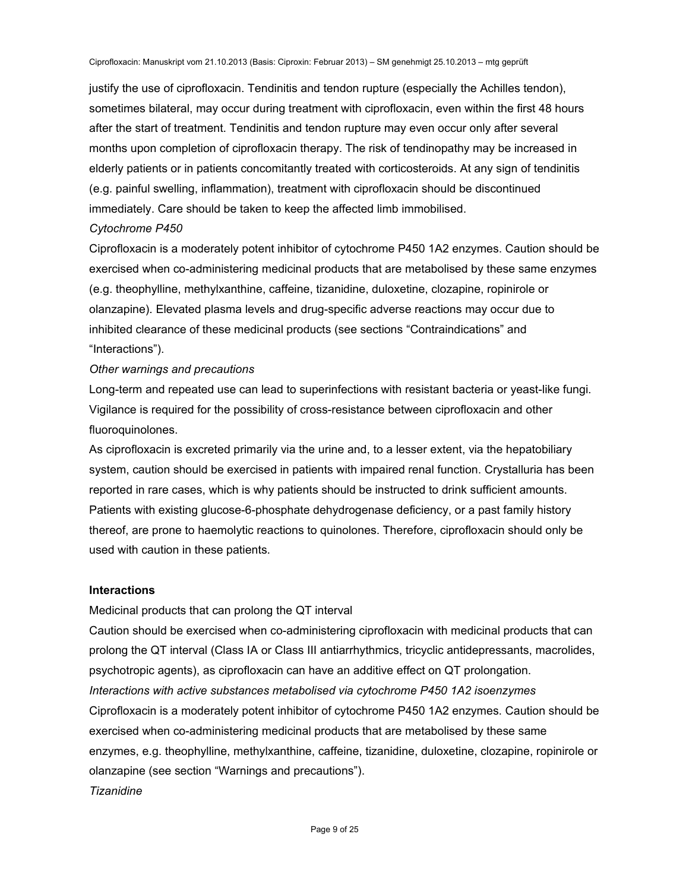justify the use of ciprofloxacin. Tendinitis and tendon rupture (especially the Achilles tendon), sometimes bilateral, may occur during treatment with ciprofloxacin, even within the first 48 hours after the start of treatment. Tendinitis and tendon rupture may even occur only after several months upon completion of ciprofloxacin therapy. The risk of tendinopathy may be increased in elderly patients or in patients concomitantly treated with corticosteroids. At any sign of tendinitis (e.g. painful swelling, inflammation), treatment with ciprofloxacin should be discontinued immediately. Care should be taken to keep the affected limb immobilised.

*Cytochrome P450*

Ciprofloxacin is a moderately potent inhibitor of cytochrome P450 1A2 enzymes. Caution should be exercised when co-administering medicinal products that are metabolised by these same enzymes (e.g. theophylline, methylxanthine, caffeine, tizanidine, duloxetine, clozapine, ropinirole or olanzapine). Elevated plasma levels and drug-specific adverse reactions may occur due to inhibited clearance of these medicinal products (see sections "Contraindications" and "Interactions").

*Other warnings and precautions*

Long-term and repeated use can lead to superinfections with resistant bacteria or yeast-like fungi. Vigilance is required for the possibility of cross-resistance between ciprofloxacin and other fluoroquinolones.

As ciprofloxacin is excreted primarily via the urine and, to a lesser extent, via the hepatobiliary system, caution should be exercised in patients with impaired renal function. Crystalluria has been reported in rare cases, which is why patients should be instructed to drink sufficient amounts. Patients with existing glucose-6-phosphate dehydrogenase deficiency, or a past family history thereof, are prone to haemolytic reactions to quinolones. Therefore, ciprofloxacin should only be used with caution in these patients.

**Interactions**

Medicinal products that can prolong the QT interval

Caution should be exercised when co-administering ciprofloxacin with medicinal products that can prolong the QT interval (Class IA or Class III antiarrhythmics, tricyclic antidepressants, macrolides, psychotropic agents), as ciprofloxacin can have an additive effect on QT prolongation.

*Interactions with active substances metabolised via cytochrome P450 1A2 isoenzymes*

Ciprofloxacin is a moderately potent inhibitor of cytochrome P450 1A2 enzymes. Caution should be exercised when co-administering medicinal products that are metabolised by these same enzymes, e.g. theophylline, methylxanthine, caffeine, tizanidine, duloxetine, clozapine, ropinirole or olanzapine (see section "Warnings and precautions").

*Tizanidine*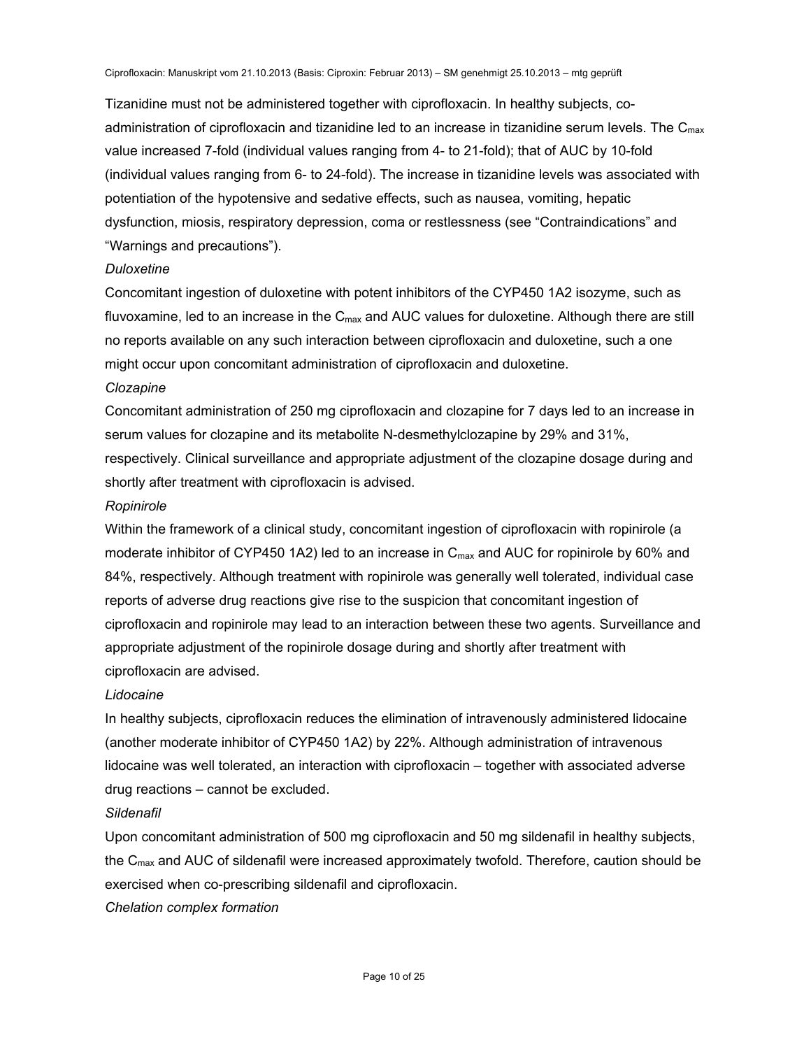Tizanidine must not be administered together with ciprofloxacin. In healthy subjects, co-administration of ciprofloxacin and tizanidine led to an increase in tizanidine serum levels. The $C_{max}$ value increased 7-fold (individual values ranging from 4- to 21-fold); that of AUC by 10-fold (individual values ranging from 6- to 24-fold). The increase in tizanidine levels was associated with potentiation of the hypotensive and sedative effects, such as nausea, vomiting, hepatic dysfunction, miosis, respiratory depression, coma or restlessness (see “Contraindications” and “Warnings and precautions”).

*Duloxetine*

Concomitant ingestion of duloxetine with potent inhibitors of the CYP450 1A2 isozyme, such as fluvoxamine, led to an increase in the $C_{max}$ and AUC values for duloxetine. Although there are still no reports available on any such interaction between ciprofloxacin and duloxetine, such a one might occur upon concomitant administration of ciprofloxacin and duloxetine.

*Clozapine*

Concomitant administration of 250 mg ciprofloxacin and clozapine for 7 days led to an increase in serum values for clozapine and its metabolite N-desmethylclozapine by 29% and 31%, respectively. Clinical surveillance and appropriate adjustment of the clozapine dosage during and shortly after treatment with ciprofloxacin is advised.

*Ropinirole*

Within the framework of a clinical study, concomitant ingestion of ciprofloxacin with ropinirole (a moderate inhibitor of CYP450 1A2) led to an increase in $C_{max}$ and AUC for ropinirole by 60% and 84%, respectively. Although treatment with ropinirole was generally well tolerated, individual case reports of adverse drug reactions give rise to the suspicion that concomitant ingestion of ciprofloxacin and ropinirole may lead to an interaction between these two agents. Surveillance and appropriate adjustment of the ropinirole dosage during and shortly after treatment with ciprofloxacin are advised.

*Lidocaine*

In healthy subjects, ciprofloxacin reduces the elimination of intravenously administered lidocaine (another moderate inhibitor of CYP450 1A2) by 22%. Although administration of intravenous lidocaine was well tolerated, an interaction with ciprofloxacin – together with associated adverse drug reactions – cannot be excluded.

*Sildenafil*

Upon concomitant administration of 500 mg ciprofloxacin and 50 mg sildenafil in healthy subjects, the $C_{max}$ and AUC of sildenafil were increased approximately twofold. Therefore, caution should be exercised when co-prescribing sildenafil and ciprofloxacin.

*Chelation complex formation*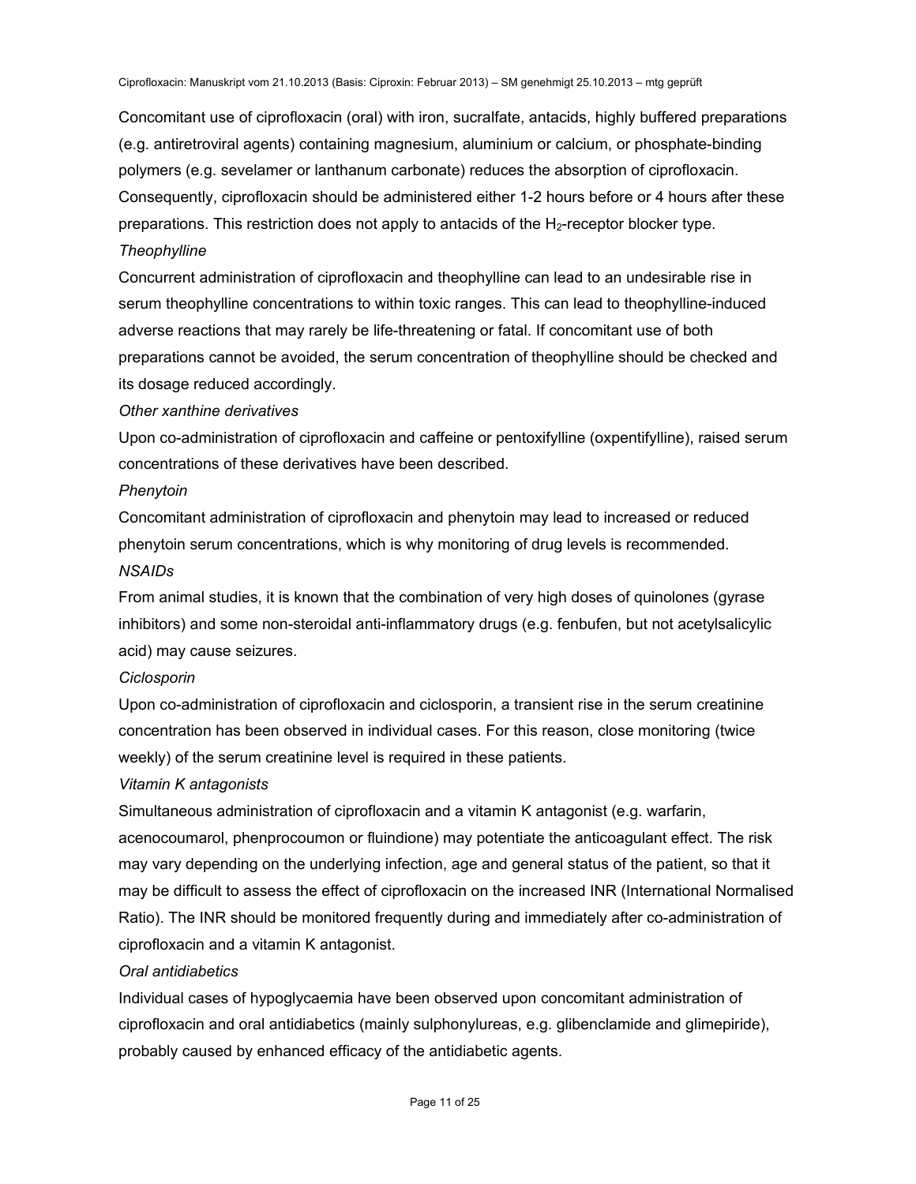Concomitant use of ciprofloxacin (oral) with iron, sucralfate, antacids, highly buffered preparations (e.g. antiretroviral agents) containing magnesium, aluminium or calcium, or phosphate-binding polymers (e.g. sevelamer or lanthanum carbonate) reduces the absorption of ciprofloxacin. Consequently, ciprofloxacin should be administered either 1-2 hours before or 4 hours after these preparations. This restriction does not apply to antacids of the $H_2$-receptor blocker type.

*Theophylline*

Concurrent administration of ciprofloxacin and theophylline can lead to an undesirable rise in serum theophylline concentrations to within toxic ranges. This can lead to theophylline-induced adverse reactions that may rarely be life-threatening or fatal. If concomitant use of both preparations cannot be avoided, the serum concentration of theophylline should be checked and its dosage reduced accordingly.

*Other xanthine derivatives*

Upon co-administration of ciprofloxacin and caffeine or pentoxifylline (oxpentifylline), raised serum concentrations of these derivatives have been described.

*Phenytoin*

Concomitant administration of ciprofloxacin and phenytoin may lead to increased or reduced phenytoin serum concentrations, which is why monitoring of drug levels is recommended.

*NSAIDs*

From animal studies, it is known that the combination of very high doses of quinolones (gyrase inhibitors) and some non-steroidal anti-inflammatory drugs (e.g. fenbufen, but not acetylsalicylic acid) may cause seizures.

*Ciclosporin*

Upon co-administration of ciprofloxacin and ciclosporin, a transient rise in the serum creatinine concentration has been observed in individual cases. For this reason, close monitoring (twice weekly) of the serum creatinine level is required in these patients.

*Vitamin K antagonists*

Simultaneous administration of ciprofloxacin and a vitamin K antagonist (e.g. warfarin, acenocoumarol, phenprocoumon or fluindione) may potentiate the anticoagulant effect. The risk may vary depending on the underlying infection, age and general status of the patient, so that it may be difficult to assess the effect of ciprofloxacin on the increased INR (International Normalised Ratio). The INR should be monitored frequently during and immediately after co-administration of ciprofloxacin and a vitamin K antagonist.

*Oral antidiabetics*

Individual cases of hypoglycaemia have been observed upon concomitant administration of ciprofloxacin and oral antidiabetics (mainly sulphonylureas, e.g. glibenclamide and glimepiride), probably caused by enhanced efficacy of the antidiabetic agents.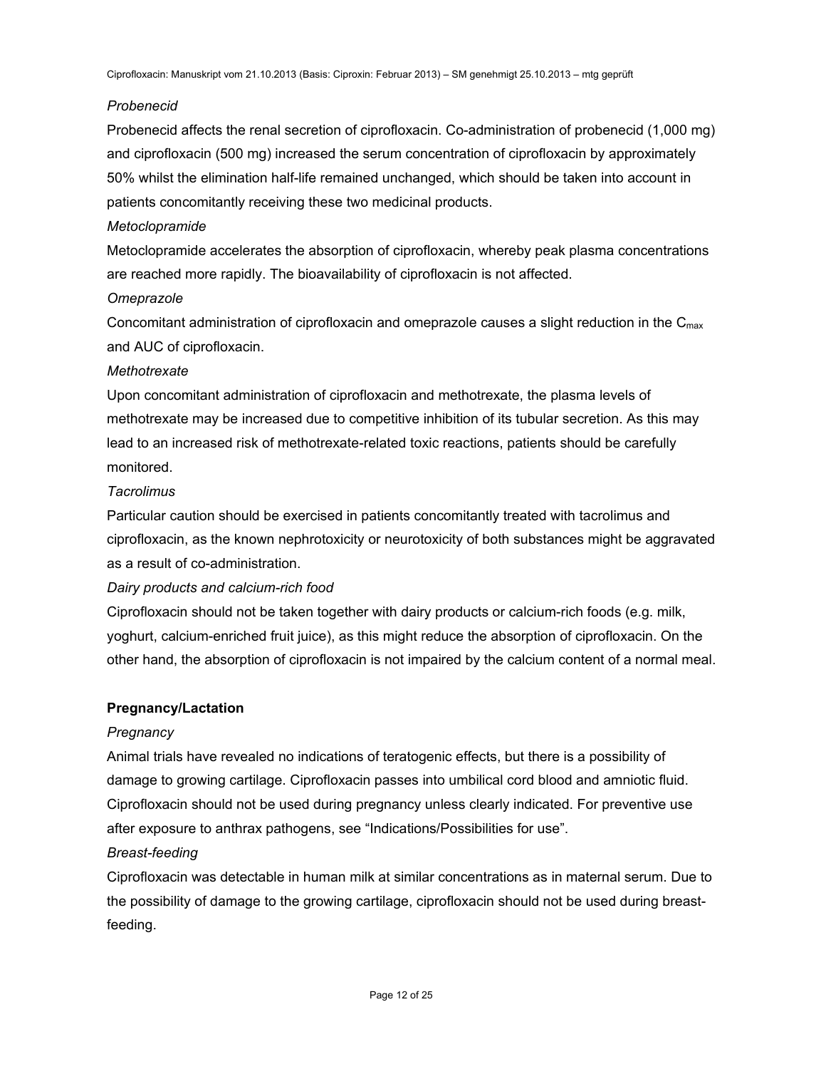*Probenecid*

Probenecid affects the renal secretion of ciprofloxacin. Co-administration of probenecid (1,000 mg) and ciprofloxacin (500 mg) increased the serum concentration of ciprofloxacin by approximately 50% whilst the elimination half-life remained unchanged, which should be taken into account in patients concomitantly receiving these two medicinal products.

*Metoclopramide*

Metoclopramide accelerates the absorption of ciprofloxacin, whereby peak plasma concentrations are reached more rapidly. The bioavailability of ciprofloxacin is not affected.

*Omeprazole*

Concomitant administration of ciprofloxacin and omeprazole causes a slight reduction in the $C_{max}$ and AUC of ciprofloxacin.

*Methotrexate*

Upon concomitant administration of ciprofloxacin and methotrexate, the plasma levels of methotrexate may be increased due to competitive inhibition of its tubular secretion. As this may lead to an increased risk of methotrexate-related toxic reactions, patients should be carefully monitored.

*Tacrolimus*

Particular caution should be exercised in patients concomitantly treated with tacrolimus and ciprofloxacin, as the known nephrotoxicity or neurotoxicity of both substances might be aggravated as a result of co-administration.

*Dairy products and calcium-rich food*

Ciprofloxacin should not be taken together with dairy products or calcium-rich foods (e.g. milk, yoghurt, calcium-enriched fruit juice), as this might reduce the absorption of ciprofloxacin. On the other hand, the absorption of ciprofloxacin is not impaired by the calcium content of a normal meal.

**Pregnancy/Lactation**

*Pregnancy*

Animal trials have revealed no indications of teratogenic effects, but there is a possibility of damage to growing cartilage. Ciprofloxacin passes into umbilical cord blood and amniotic fluid. Ciprofloxacin should not be used during pregnancy unless clearly indicated. For preventive use after exposure to anthrax pathogens, see “Indications/Possibilities for use”.

*Breast-feeding*

Ciprofloxacin was detectable in human milk at similar concentrations as in maternal serum. Due to the possibility of damage to the growing cartilage, ciprofloxacin should not be used during breast-feeding.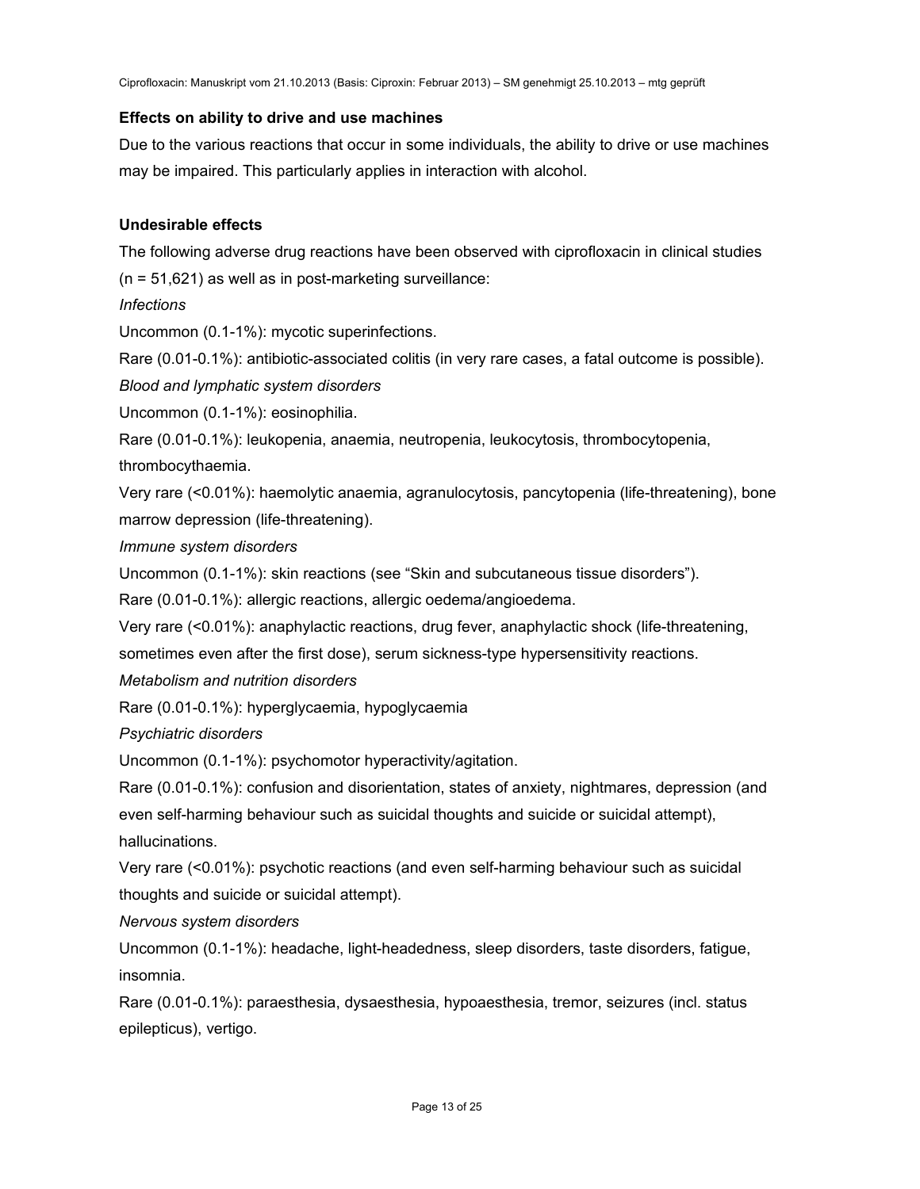**Effects on ability to drive and use machines**

Due to the various reactions that occur in some individuals, the ability to drive or use machines may be impaired. This particularly applies in interaction with alcohol.

**Undesirable effects**

The following adverse drug reactions have been observed with ciprofloxacin in clinical studies (n = 51,621) as well as in post-marketing surveillance:

*Infections*

Uncommon (0.1-1%): mycotic superinfections.

Rare (0.01-0.1%): antibiotic-associated colitis (in very rare cases, a fatal outcome is possible).

*Blood and lymphatic system disorders*

Uncommon (0.1-1%): eosinophilia.

Rare (0.01-0.1%): leukopenia, anaemia, neutropenia, leukocytosis, thrombocytopenia, thrombocythaemia.

Very rare (<0.01%): haemolytic anaemia, agranulocytosis, pancytopenia (life-threatening), bone marrow depression (life-threatening).

*Immune system disorders*

Uncommon (0.1-1%): skin reactions (see "Skin and subcutaneous tissue disorders").

Rare (0.01-0.1%): allergic reactions, allergic oedema/angioedema.

Very rare (<0.01%): anaphylactic reactions, drug fever, anaphylactic shock (life-threatening, sometimes even after the first dose), serum sickness-type hypersensitivity reactions.

*Metabolism and nutrition disorders*

Rare (0.01-0.1%): hyperglycaemia, hypoglycaemia

*Psychiatric disorders*

Uncommon (0.1-1%): psychomotor hyperactivity/agitation.

Rare (0.01-0.1%): confusion and disorientation, states of anxiety, nightmares, depression (and even self-harming behaviour such as suicidal thoughts and suicide or suicidal attempt), hallucinations.

Very rare (<0.01%): psychotic reactions (and even self-harming behaviour such as suicidal thoughts and suicide or suicidal attempt).

*Nervous system disorders*

Uncommon (0.1-1%): headache, light-headedness, sleep disorders, taste disorders, fatigue, insomnia.

Rare (0.01-0.1%): paraesthesia, dysaesthesia, hypoaesthesia, tremor, seizures (incl. status epilepticus), vertigo.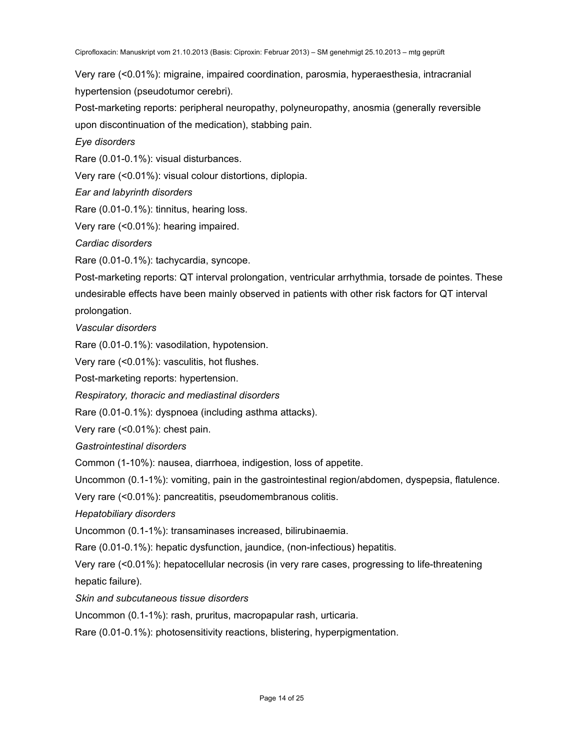Very rare (<0.01%): migraine, impaired coordination, parosmia, hyperaesthesia, intracranial hypertension (pseudotumor cerebri).

Post-marketing reports: peripheral neuropathy, polyneuropathy, anosmia (generally reversible upon discontinuation of the medication), stabbing pain.

*Eye disorders*

Rare (0.01-0.1%): visual disturbances.

Very rare (<0.01%): visual colour distortions, diplopia.

*Ear and labyrinth disorders*

Rare (0.01-0.1%): tinnitus, hearing loss.

Very rare (<0.01%): hearing impaired.

*Cardiac disorders*

Rare (0.01-0.1%): tachycardia, syncope.

Post-marketing reports: QT interval prolongation, ventricular arrhythmia, torsade de pointes. These undesirable effects have been mainly observed in patients with other risk factors for QT interval prolongation.

*Vascular disorders*

Rare (0.01-0.1%): vasodilation, hypotension.

Very rare (<0.01%): vasculitis, hot flushes.

Post-marketing reports: hypertension.

*Respiratory, thoracic and mediastinal disorders*

Rare (0.01-0.1%): dyspnoea (including asthma attacks).

Very rare (<0.01%): chest pain.

*Gastrointestinal disorders*

Common (1-10%): nausea, diarrhoea, indigestion, loss of appetite.

Uncommon (0.1-1%): vomiting, pain in the gastrointestinal region/abdomen, dyspepsia, flatulence.

Very rare (<0.01%): pancreatitis, pseudomembranous colitis.

*Hepatobiliary disorders*

Uncommon (0.1-1%): transaminases increased, bilirubinaemia.

Rare (0.01-0.1%): hepatic dysfunction, jaundice, (non-infectious) hepatitis.

Very rare (<0.01%): hepatocellular necrosis (in very rare cases, progressing to life-threatening hepatic failure).

*Skin and subcutaneous tissue disorders*

Uncommon (0.1-1%): rash, pruritus, macropapular rash, urticaria.

Rare (0.01-0.1%): photosensitivity reactions, blistering, hyperpigmentation.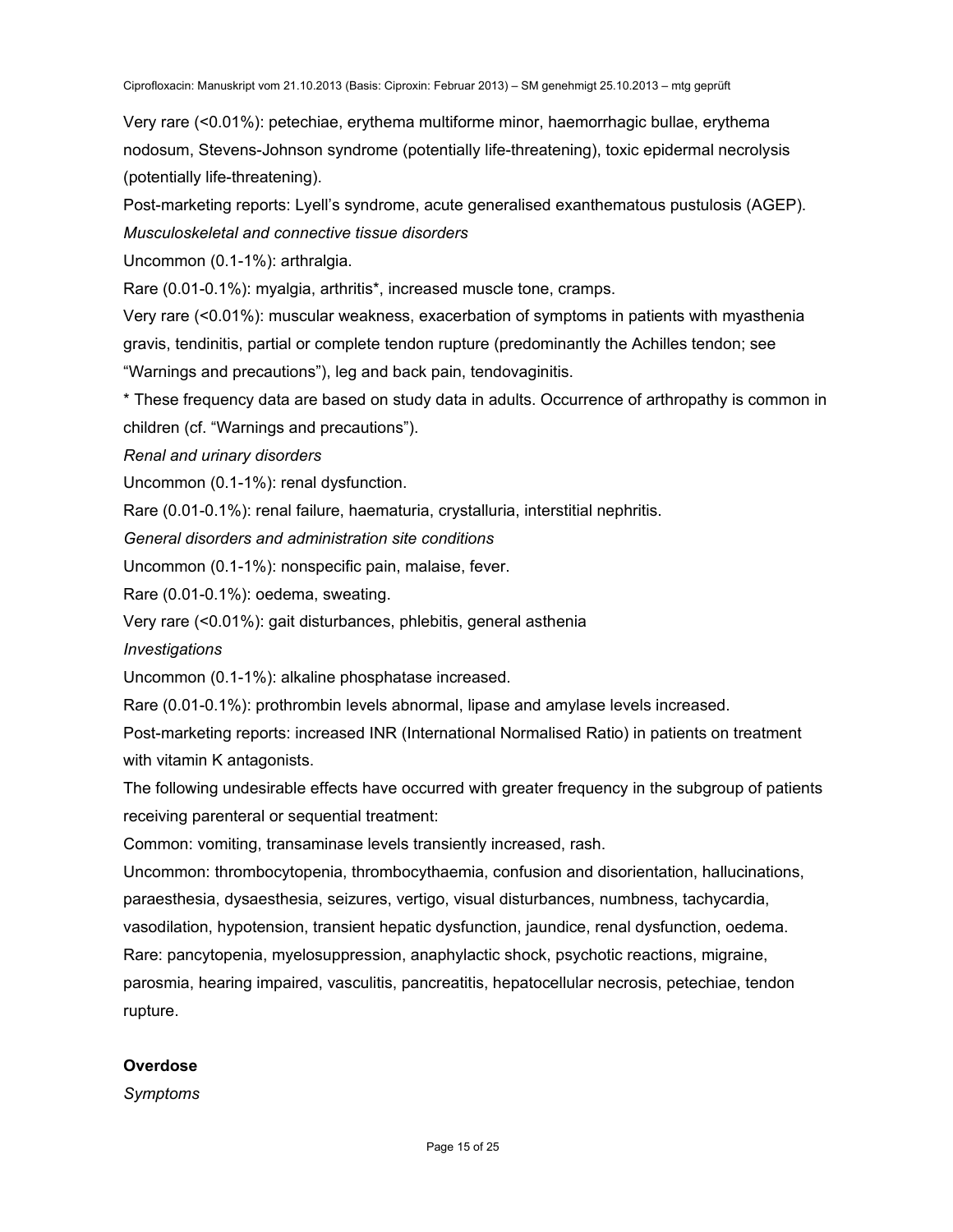Very rare (<0.01%): petechiae, erythema multiforme minor, haemorrhagic bullae, erythema nodosum, Stevens-Johnson syndrome (potentially life-threatening), toxic epidermal necrolysis (potentially life-threatening).

Post-marketing reports: Lyell's syndrome, acute generalised exanthematous pustulosis (AGEP).

*Musculoskeletal and connective tissue disorders*

Uncommon (0.1-1%): arthralgia.

Rare (0.01-0.1%): myalgia, arthritis*, increased muscle tone, cramps.

Very rare (<0.01%): muscular weakness, exacerbation of symptoms in patients with myasthenia gravis, tendinitis, partial or complete tendon rupture (predominantly the Achilles tendon; see "Warnings and precautions"), leg and back pain, tendovaginitis.

* These frequency data are based on study data in adults. Occurrence of arthropathy is common in children (cf. "Warnings and precautions").

*Renal and urinary disorders*

Uncommon (0.1-1%): renal dysfunction.

Rare (0.01-0.1%): renal failure, haematuria, crystalluria, interstitial nephritis.

*General disorders and administration site conditions*

Uncommon (0.1-1%): nonspecific pain, malaise, fever.

Rare (0.01-0.1%): oedema, sweating.

Very rare (<0.01%): gait disturbances, phlebitis, general asthenia

*Investigations*

Uncommon (0.1-1%): alkaline phosphatase increased.

Rare (0.01-0.1%): prothrombin levels abnormal, lipase and amylase levels increased.

Post-marketing reports: increased INR (International Normalised Ratio) in patients on treatment with vitamin K antagonists.

The following undesirable effects have occurred with greater frequency in the subgroup of patients receiving parenteral or sequential treatment:

Common: vomiting, transaminase levels transiently increased, rash.

Uncommon: thrombocytopenia, thrombocythaemia, confusion and disorientation, hallucinations, paraesthesia, dysaesthesia, seizures, vertigo, visual disturbances, numbness, tachycardia, vasodilation, hypotension, transient hepatic dysfunction, jaundice, renal dysfunction, oedema.

Rare: pancytopenia, myelosuppression, anaphylactic shock, psychotic reactions, migraine, parosmia, hearing impaired, vasculitis, pancreatitis, hepatocellular necrosis, petechiae, tendon rupture.

**Overdose**

*Symptoms*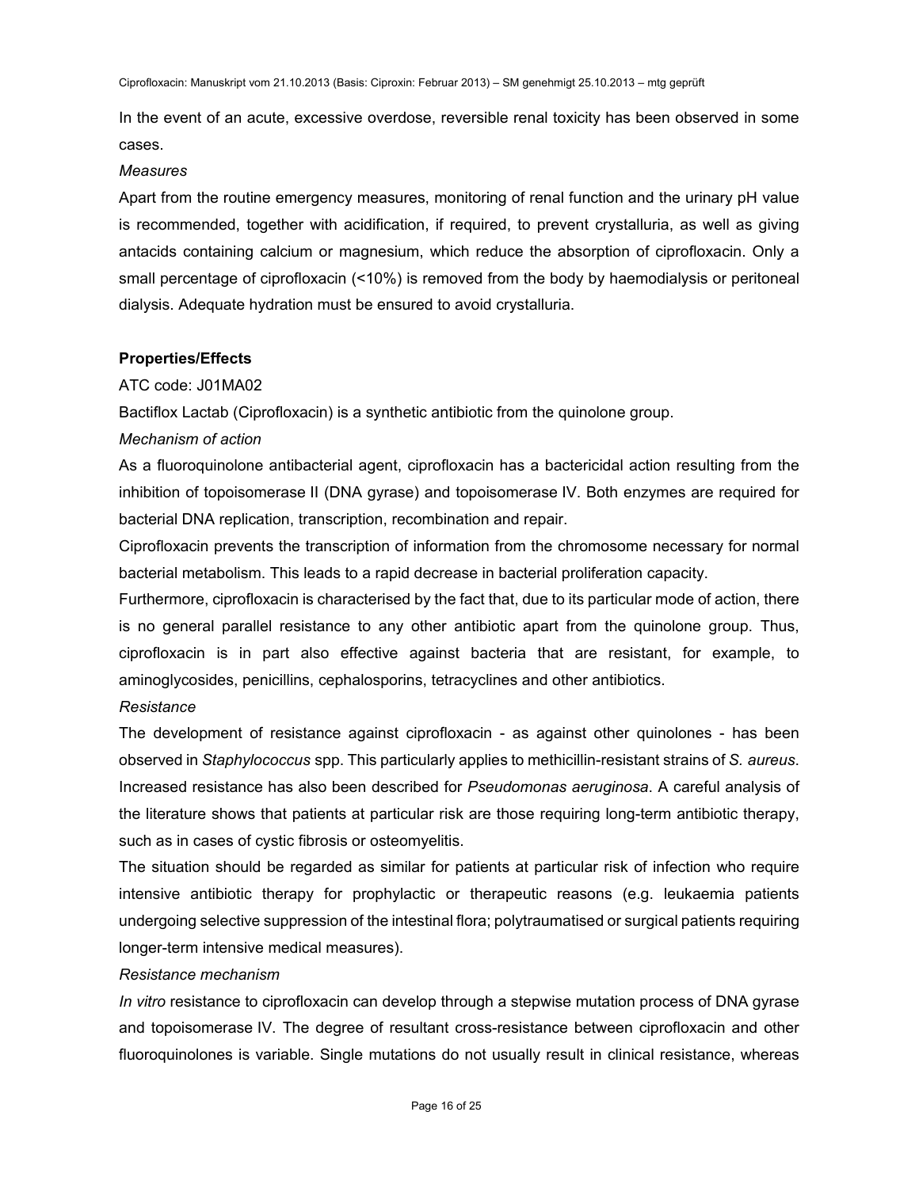In the event of an acute, excessive overdose, reversible renal toxicity has been observed in some cases.

*Measures*

Apart from the routine emergency measures, monitoring of renal function and the urinary pH value is recommended, together with acidification, if required, to prevent crystalluria, as well as giving antacids containing calcium or magnesium, which reduce the absorption of ciprofloxacin. Only a small percentage of ciprofloxacin (<10%) is removed from the body by haemodialysis or peritoneal dialysis. Adequate hydration must be ensured to avoid crystalluria.

**Properties/Effects**

ATC code: J01MA02

Bactiflox Lactab (Ciprofloxacin) is a synthetic antibiotic from the quinolone group.

*Mechanism of action*

As a fluoroquinolone antibacterial agent, ciprofloxacin has a bactericidal action resulting from the inhibition of topoisomerase II (DNA gyrase) and topoisomerase IV. Both enzymes are required for bacterial DNA replication, transcription, recombination and repair.

Ciprofloxacin prevents the transcription of information from the chromosome necessary for normal bacterial metabolism. This leads to a rapid decrease in bacterial proliferation capacity.

Furthermore, ciprofloxacin is characterised by the fact that, due to its particular mode of action, there is no general parallel resistance to any other antibiotic apart from the quinolone group. Thus, ciprofloxacin is in part also effective against bacteria that are resistant, for example, to aminoglycosides, penicillins, cephalosporins, tetracyclines and other antibiotics.

*Resistance*

The development of resistance against ciprofloxacin - as against other quinolones - has been observed in *Staphylococcus* spp. This particularly applies to methicillin-resistant strains of *S. aureus*. Increased resistance has also been described for *Pseudomonas aeruginosa*. A careful analysis of the literature shows that patients at particular risk are those requiring long-term antibiotic therapy, such as in cases of cystic fibrosis or osteomyelitis.

The situation should be regarded as similar for patients at particular risk of infection who require intensive antibiotic therapy for prophylactic or therapeutic reasons (e.g. leukaemia patients undergoing selective suppression of the intestinal flora; polytraumatised or surgical patients requiring longer-term intensive medical measures).

*Resistance mechanism*

*In vitro* resistance to ciprofloxacin can develop through a stepwise mutation process of DNA gyrase and topoisomerase IV. The degree of resultant cross-resistance between ciprofloxacin and other fluoroquinolones is variable. Single mutations do not usually result in clinical resistance, whereas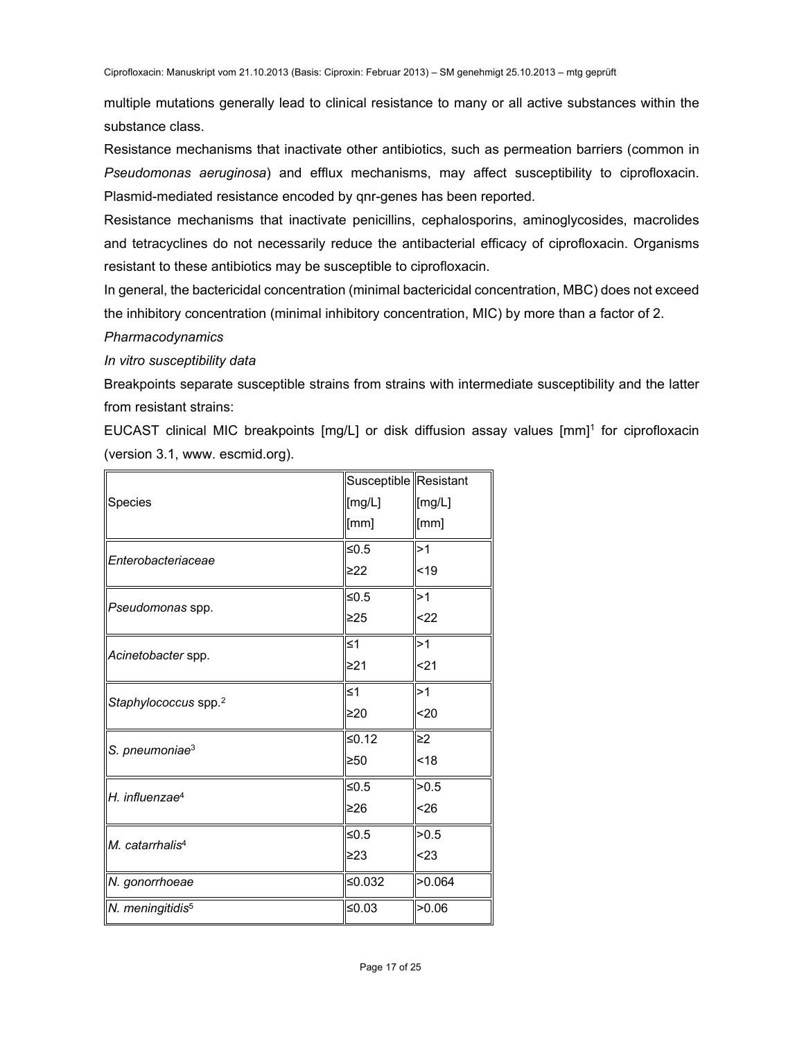multiple mutations generally lead to clinical resistance to many or all active substances within the substance class.

Resistance mechanisms that inactivate other antibiotics, such as permeation barriers (common in *Pseudomonas aeruginosa*) and efflux mechanisms, may affect susceptibility to ciprofloxacin. Plasmid-mediated resistance encoded by qnr-genes has been reported.

Resistance mechanisms that inactivate penicillins, cephalosporins, aminoglycosides, macrolides and tetracyclines do not necessarily reduce the antibacterial efficacy of ciprofloxacin. Organisms resistant to these antibiotics may be susceptible to ciprofloxacin.

In general, the bactericidal concentration (minimal bactericidal concentration, MBC) does not exceed the inhibitory concentration (minimal inhibitory concentration, MIC) by more than a factor of 2.

*Pharmacodynamics*

*In vitro susceptibility data*

Breakpoints separate susceptible strains from strains with intermediate susceptibility and the latter from resistant strains:

EUCAST clinical MIC breakpoints [mg/L] or disk diffusion assay values [mm][1] for ciprofloxacin (version 3.1, www. escmid.org).

| Species | Susceptible [mg/L] [mm] | Resistant [mg/L] [mm] |
|---|---|---|
| *Enterobacteriaceae* | ≤0.5<br>≥22 | >1<br><19 |
| *Pseudomonas* spp. | ≤0.5<br>≥25 | >1<br><22 |
| *Acinetobacter* spp. | ≤1<br>≥21 | >1<br><21 |
| *Staphylococcus* spp.[2] | ≤1<br>≥20 | >1<br><20 |
| *S. pneumoniae*[3] | ≤0.12<br>≥50 | ≥2<br><18 |
| *H. influenzae*[4] | ≤0.5<br>≥26 | >0.5<br><26 |
| *M. catarrhalis*[4] | ≤0.5<br>≥23 | >0.5<br><23 |
| *N. gonorrhoeae* | ≤0.032 | >0.064 |
| *N. meningitidis*[5] | ≤0.03 | >0.06 |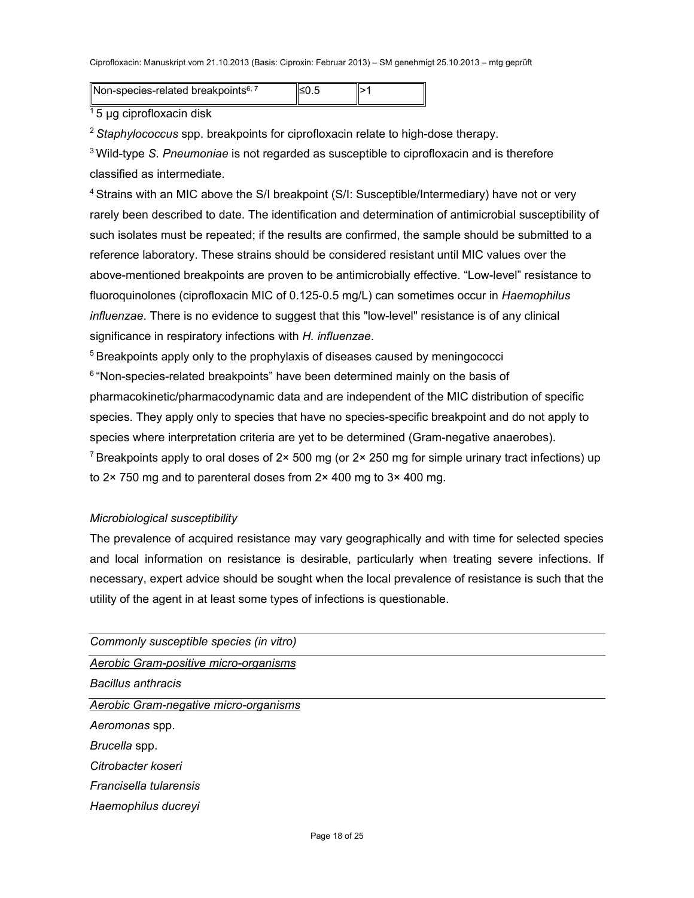| Non-species-related breakpoints[6, 7] | ≤0.5 | >1 |
|---|---|---|

[1] 5 µg ciprofloxacin disk

[2] *Staphylococcus* spp. breakpoints for ciprofloxacin relate to high-dose therapy.

[3] Wild-type *S. Pneumoniae* is not regarded as susceptible to ciprofloxacin and is therefore classified as intermediate.

[4] Strains with an MIC above the S/I breakpoint (S/I: Susceptible/Intermediary) have not or very rarely been described to date. The identification and determination of antimicrobial susceptibility of such isolates must be repeated; if the results are confirmed, the sample should be submitted to a reference laboratory. These strains should be considered resistant until MIC values over the above-mentioned breakpoints are proven to be antimicrobially effective. "Low-level" resistance to fluoroquinolones (ciprofloxacin MIC of 0.125-0.5 mg/L) can sometimes occur in *Haemophilus influenzae*. There is no evidence to suggest that this "low-level" resistance is of any clinical significance in respiratory infections with *H. influenzae*.

[5] Breakpoints apply only to the prophylaxis of diseases caused by meningococci

[6] "Non-species-related breakpoints" have been determined mainly on the basis of pharmacokinetic/pharmacodynamic data and are independent of the MIC distribution of specific species. They apply only to species that have no species-specific breakpoint and do not apply to species where interpretation criteria are yet to be determined (Gram-negative anaerobes).

[7] Breakpoints apply to oral doses of 2× 500 mg (or 2× 250 mg for simple urinary tract infections) up to 2× 750 mg and to parenteral doses from 2× 400 mg to 3× 400 mg.

*Microbiological susceptibility*

The prevalence of acquired resistance may vary geographically and with time for selected species and local information on resistance is desirable, particularly when treating severe infections. If necessary, expert advice should be sought when the local prevalence of resistance is such that the utility of the agent in at least some types of infections is questionable.

| *Commonly susceptible species (in vitro)* |
|---|
| *Aerobic Gram-positive micro-organisms* |
| *Bacillus anthracis* |
| *Aerobic Gram-negative micro-organisms* |
| *Aeromonas* spp. |
| *Brucella* spp. |
| *Citrobacter koseri* |
| *Francisella tularensis* |
| *Haemophilus ducreyi* |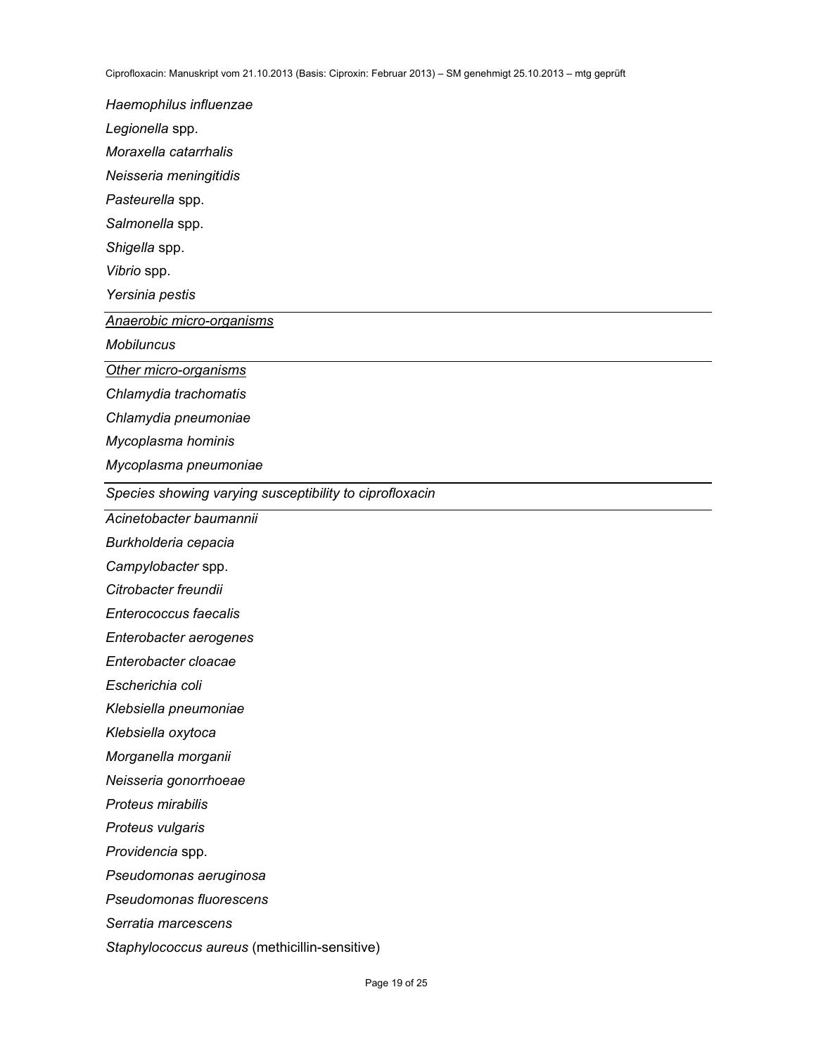*Haemophilus influenzae*

*Legionella* spp.

*Moraxella catarrhalis*

*Neisseria meningitidis*

*Pasteurella* spp.

*Salmonella* spp.

*Shigella* spp.

*Vibrio* spp.

*Yersinia pestis*

*Anaerobic micro-organisms*

*Mobiluncus*

*Other micro-organisms*

*Chlamydia trachomatis*

*Chlamydia pneumoniae*

*Mycoplasma hominis*

*Mycoplasma pneumoniae*

*Species showing varying susceptibility to ciprofloxacin*

*Acinetobacter baumannii*

*Burkholderia cepacia*

*Campylobacter* spp.

*Citrobacter freundii*

*Enterococcus faecalis*

*Enterobacter aerogenes*

*Enterobacter cloacae*

*Escherichia coli*

*Klebsiella pneumoniae*

*Klebsiella oxytoca*

*Morganella morganii*

*Neisseria gonorrhoeae*

*Proteus mirabilis*

*Proteus vulgaris*

*Providencia* spp.

*Pseudomonas aeruginosa*

*Pseudomonas fluorescens*

*Serratia marcescens*

*Staphylococcus aureus* (methicillin-sensitive)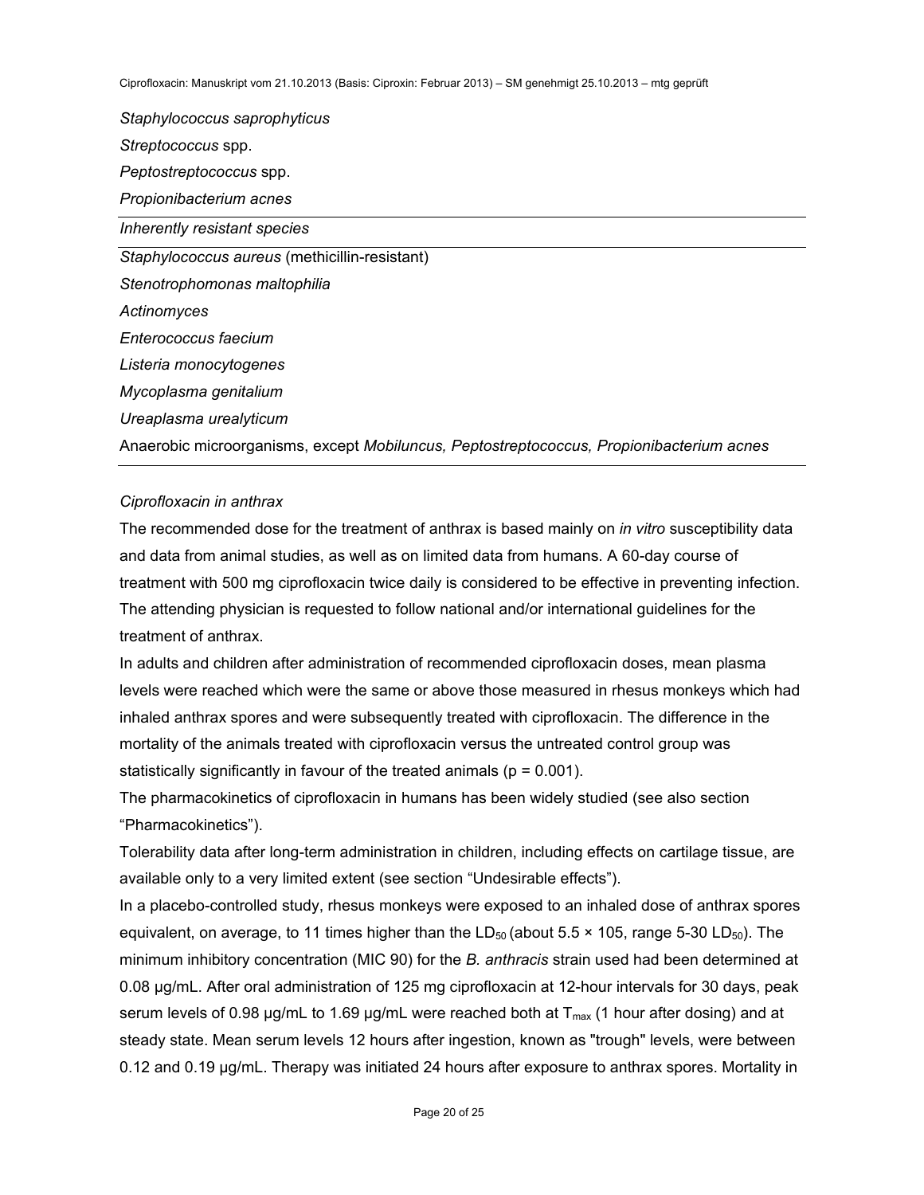*Staphylococcus saprophyticus*

*Streptococcus* spp.

*Peptostreptococcus* spp.

*Propionibacterium acnes*

| *Inherently resistant species* |
|---|
| *Staphylococcus aureus* (methicillin-resistant) |
| *Stenotrophomonas maltophilia* |
| *Actinomyces* |
| *Enterococcus faecium* |
| *Listeria monocytogenes* |
| *Mycoplasma genitalium* |
| *Ureaplasma urealyticum* |
| Anaerobic microorganisms, except *Mobiluncus, Peptostreptococcus, Propionibacterium acnes* |

*Ciprofloxacin in anthrax*

The recommended dose for the treatment of anthrax is based mainly on *in vitro* susceptibility data and data from animal studies, as well as on limited data from humans. A 60-day course of treatment with 500 mg ciprofloxacin twice daily is considered to be effective in preventing infection. The attending physician is requested to follow national and/or international guidelines for the treatment of anthrax.

In adults and children after administration of recommended ciprofloxacin doses, mean plasma levels were reached which were the same or above those measured in rhesus monkeys which had inhaled anthrax spores and were subsequently treated with ciprofloxacin. The difference in the mortality of the animals treated with ciprofloxacin versus the untreated control group was statistically significantly in favour of the treated animals ($p = 0.001$).

The pharmacokinetics of ciprofloxacin in humans has been widely studied (see also section "Pharmacokinetics").

Tolerability data after long-term administration in children, including effects on cartilage tissue, are available only to a very limited extent (see section "Undesirable effects").

In a placebo-controlled study, rhesus monkeys were exposed to an inhaled dose of anthrax spores equivalent, on average, to 11 times higher than the $LD_{50}$ (about 5.5 × 105, range 5-30 $LD_{50}$). The minimum inhibitory concentration (MIC 90) for the *B. anthracis* strain used had been determined at 0.08 µg/mL. After oral administration of 125 mg ciprofloxacin at 12-hour intervals for 30 days, peak serum levels of 0.98 µg/mL to 1.69 µg/mL were reached both at $T_{max}$ (1 hour after dosing) and at steady state. Mean serum levels 12 hours after ingestion, known as "trough" levels, were between 0.12 and 0.19 µg/mL. Therapy was initiated 24 hours after exposure to anthrax spores. Mortality in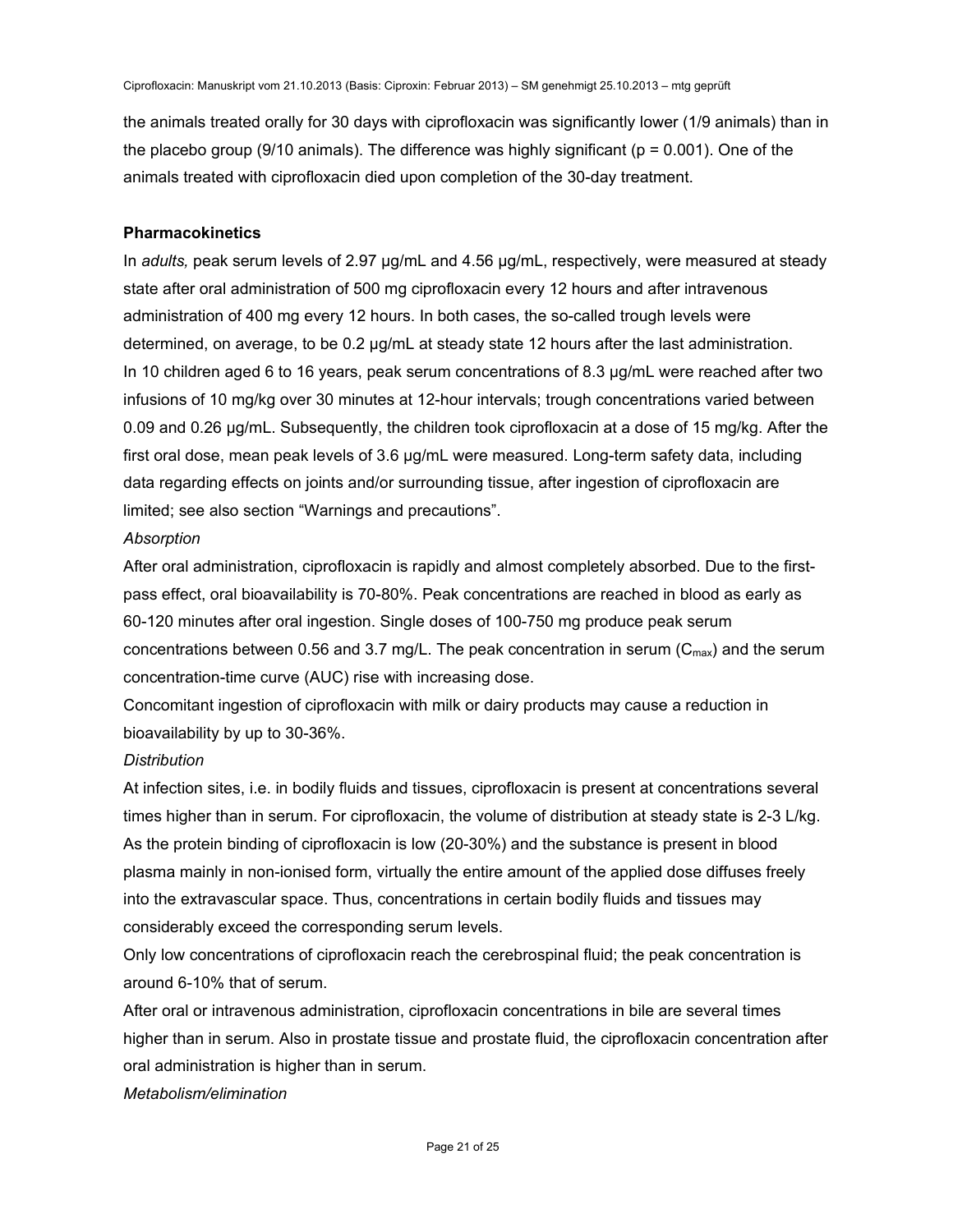the animals treated orally for 30 days with ciprofloxacin was significantly lower (1/9 animals) than in the placebo group (9/10 animals). The difference was highly significant ($p = 0.001$). One of the animals treated with ciprofloxacin died upon completion of the 30-day treatment.

**Pharmacokinetics**

In *adults,* peak serum levels of 2.97 µg/mL and 4.56 µg/mL, respectively, were measured at steady state after oral administration of 500 mg ciprofloxacin every 12 hours and after intravenous administration of 400 mg every 12 hours. In both cases, the so-called trough levels were determined, on average, to be 0.2 µg/mL at steady state 12 hours after the last administration.
In 10 children aged 6 to 16 years, peak serum concentrations of 8.3 µg/mL were reached after two infusions of 10 mg/kg over 30 minutes at 12-hour intervals; trough concentrations varied between 0.09 and 0.26 µg/mL. Subsequently, the children took ciprofloxacin at a dose of 15 mg/kg. After the first oral dose, mean peak levels of 3.6 µg/mL were measured. Long-term safety data, including data regarding effects on joints and/or surrounding tissue, after ingestion of ciprofloxacin are limited; see also section “Warnings and precautions”.

*Absorption*

After oral administration, ciprofloxacin is rapidly and almost completely absorbed. Due to the first-pass effect, oral bioavailability is 70-80%. Peak concentrations are reached in blood as early as 60-120 minutes after oral ingestion. Single doses of 100-750 mg produce peak serum concentrations between 0.56 and 3.7 mg/L. The peak concentration in serum ($C_{max}$) and the serum concentration-time curve (AUC) rise with increasing dose.
Concomitant ingestion of ciprofloxacin with milk or dairy products may cause a reduction in bioavailability by up to 30-36%.

*Distribution*

At infection sites, i.e. in bodily fluids and tissues, ciprofloxacin is present at concentrations several times higher than in serum. For ciprofloxacin, the volume of distribution at steady state is 2-3 L/kg. As the protein binding of ciprofloxacin is low (20-30%) and the substance is present in blood plasma mainly in non-ionised form, virtually the entire amount of the applied dose diffuses freely into the extravascular space. Thus, concentrations in certain bodily fluids and tissues may considerably exceed the corresponding serum levels.
Only low concentrations of ciprofloxacin reach the cerebrospinal fluid; the peak concentration is around 6-10% that of serum.
After oral or intravenous administration, ciprofloxacin concentrations in bile are several times higher than in serum. Also in prostate tissue and prostate fluid, the ciprofloxacin concentration after oral administration is higher than in serum.

*Metabolism/elimination*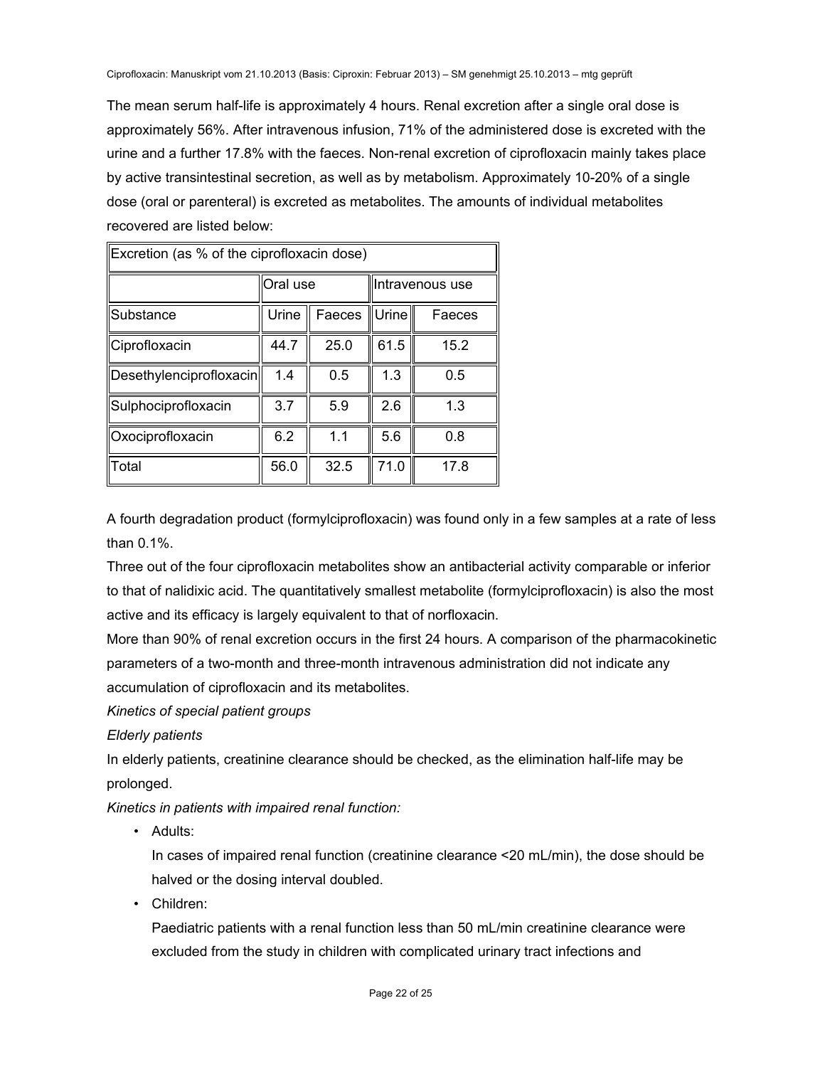The mean serum half-life is approximately 4 hours. Renal excretion after a single oral dose is approximately 56%. After intravenous infusion, 71% of the administered dose is excreted with the urine and a further 17.8% with the faeces. Non-renal excretion of ciprofloxacin mainly takes place by active transintestinal secretion, as well as by metabolism. Approximately 10-20% of a single dose (oral or parenteral) is excreted as metabolites. The amounts of individual metabolites recovered are listed below:

| Excretion (as % of the ciprofloxacin dose) | | | | |
|---|---|---|---|---|
| | Oral use | | Intravenous use | |
| Substance | Urine | Faeces | Urine | Faeces |
| Ciprofloxacin | 44.7 | 25.0 | 61.5 | 15.2 |
| Desethylenciprofloxacin | 1.4 | 0.5 | 1.3 | 0.5 |
| Sulphociprofloxacin | 3.7 | 5.9 | 2.6 | 1.3 |
| Oxociprofloxacin | 6.2 | 1.1 | 5.6 | 0.8 |
| Total | 56.0 | 32.5 | 71.0 | 17.8 |

A fourth degradation product (formylciprofloxacin) was found only in a few samples at a rate of less than 0.1%.

Three out of the four ciprofloxacin metabolites show an antibacterial activity comparable or inferior to that of nalidixic acid. The quantitatively smallest metabolite (formylciprofloxacin) is also the most active and its efficacy is largely equivalent to that of norfloxacin.

More than 90% of renal excretion occurs in the first 24 hours. A comparison of the pharmacokinetic parameters of a two-month and three-month intravenous administration did not indicate any accumulation of ciprofloxacin and its metabolites.

*Kinetics of special patient groups*

*Elderly patients*

In elderly patients, creatinine clearance should be checked, as the elimination half-life may be prolonged.

*Kinetics in patients with impaired renal function:*

- Adults:

  In cases of impaired renal function (creatinine clearance <20 mL/min), the dose should be halved or the dosing interval doubled.

- Children:

  Paediatric patients with a renal function less than 50 mL/min creatinine clearance were excluded from the study in children with complicated urinary tract infections and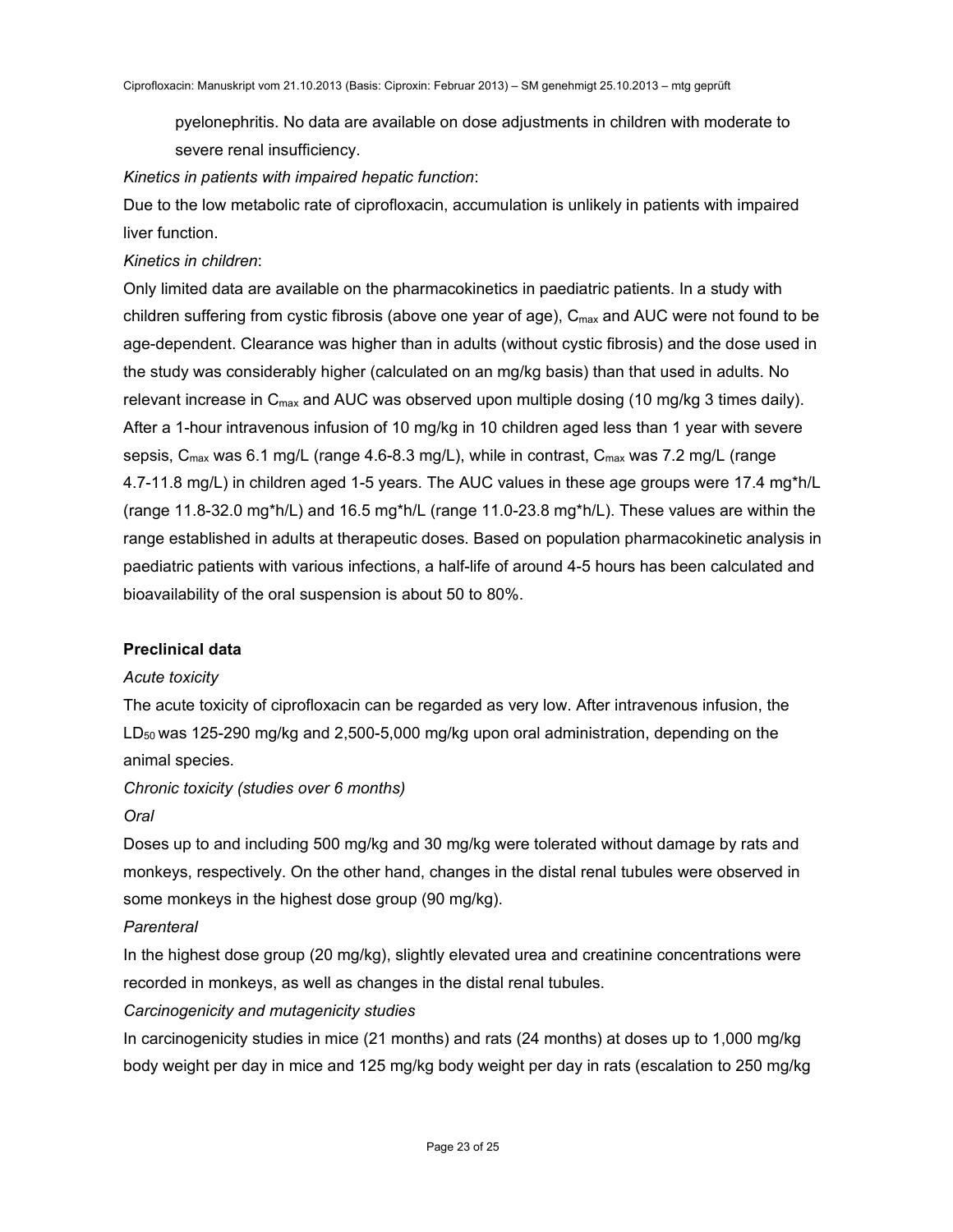pyelonephritis. No data are available on dose adjustments in children with moderate to severe renal insufficiency.

*Kinetics in patients with impaired hepatic function*:

Due to the low metabolic rate of ciprofloxacin, accumulation is unlikely in patients with impaired liver function.

*Kinetics in children*:

Only limited data are available on the pharmacokinetics in paediatric patients. In a study with children suffering from cystic fibrosis (above one year of age), $C_{max}$ and AUC were not found to be age-dependent. Clearance was higher than in adults (without cystic fibrosis) and the dose used in the study was considerably higher (calculated on an mg/kg basis) than that used in adults. No relevant increase in $C_{max}$ and AUC was observed upon multiple dosing (10 mg/kg 3 times daily). After a 1-hour intravenous infusion of 10 mg/kg in 10 children aged less than 1 year with severe sepsis, $C_{max}$ was 6.1 mg/L (range 4.6-8.3 mg/L), while in contrast, $C_{max}$ was 7.2 mg/L (range 4.7-11.8 mg/L) in children aged 1-5 years. The AUC values in these age groups were 17.4 mg*h/L (range 11.8-32.0 mg*h/L) and 16.5 mg*h/L (range 11.0-23.8 mg*h/L). These values are within the range established in adults at therapeutic doses. Based on population pharmacokinetic analysis in paediatric patients with various infections, a half-life of around 4-5 hours has been calculated and bioavailability of the oral suspension is about 50 to 80%.

**Preclinical data**

*Acute toxicity*

The acute toxicity of ciprofloxacin can be regarded as very low. After intravenous infusion, the $LD_{50}$ was 125-290 mg/kg and 2,500-5,000 mg/kg upon oral administration, depending on the animal species.

*Chronic toxicity (studies over 6 months)*

*Oral*

Doses up to and including 500 mg/kg and 30 mg/kg were tolerated without damage by rats and monkeys, respectively. On the other hand, changes in the distal renal tubules were observed in some monkeys in the highest dose group (90 mg/kg).

*Parenteral*

In the highest dose group (20 mg/kg), slightly elevated urea and creatinine concentrations were recorded in monkeys, as well as changes in the distal renal tubules.

*Carcinogenicity and mutagenicity studies*

In carcinogenicity studies in mice (21 months) and rats (24 months) at doses up to 1,000 mg/kg body weight per day in mice and 125 mg/kg body weight per day in rats (escalation to 250 mg/kg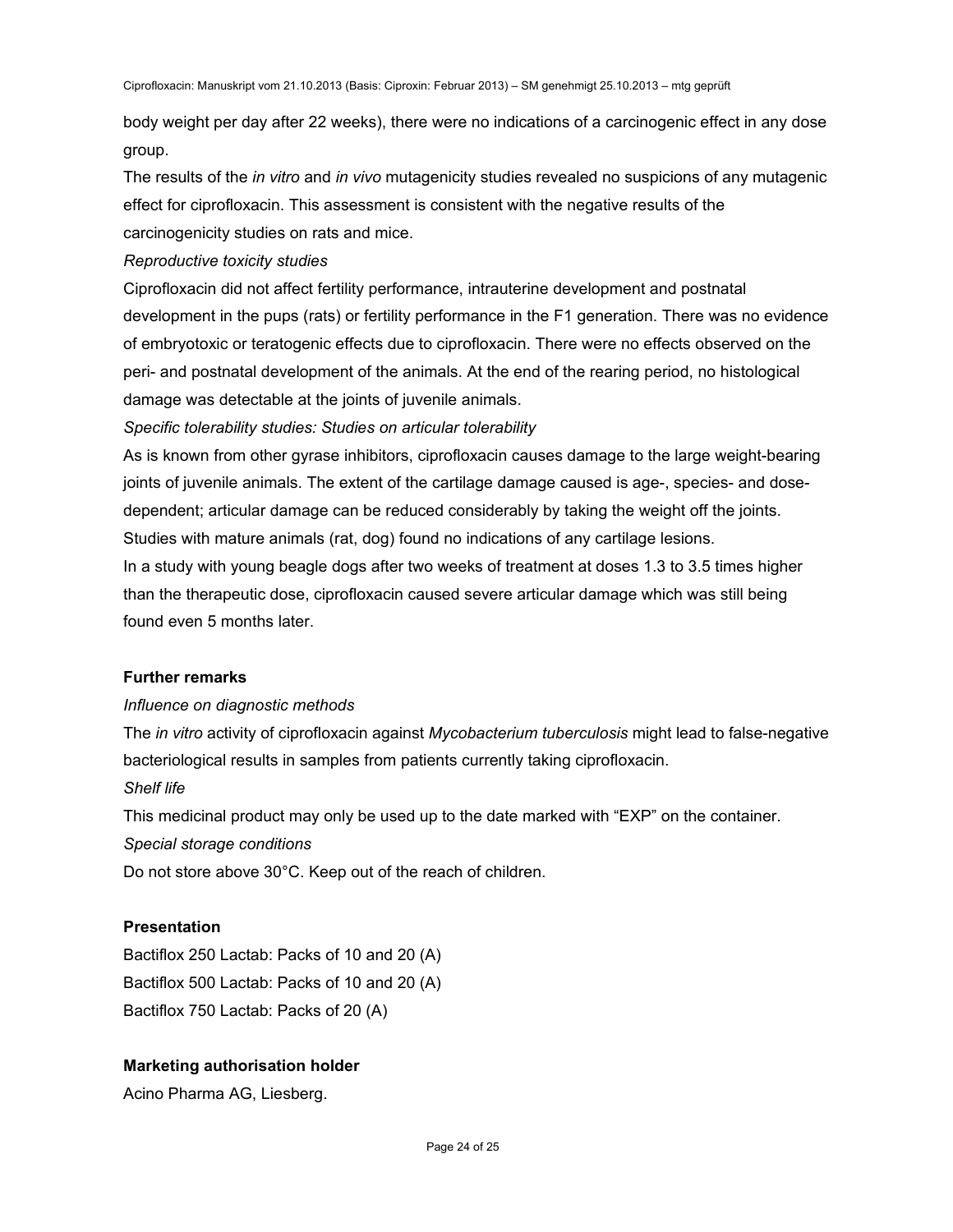body weight per day after 22 weeks), there were no indications of a carcinogenic effect in any dose group.

The results of the *in vitro* and *in vivo* mutagenicity studies revealed no suspicions of any mutagenic effect for ciprofloxacin. This assessment is consistent with the negative results of the carcinogenicity studies on rats and mice.

*Reproductive toxicity studies*

Ciprofloxacin did not affect fertility performance, intrauterine development and postnatal development in the pups (rats) or fertility performance in the F1 generation. There was no evidence of embryotoxic or teratogenic effects due to ciprofloxacin. There were no effects observed on the peri- and postnatal development of the animals. At the end of the rearing period, no histological damage was detectable at the joints of juvenile animals.

*Specific tolerability studies: Studies on articular tolerability*

As is known from other gyrase inhibitors, ciprofloxacin causes damage to the large weight-bearing joints of juvenile animals. The extent of the cartilage damage caused is age-, species- and dose-dependent; articular damage can be reduced considerably by taking the weight off the joints. Studies with mature animals (rat, dog) found no indications of any cartilage lesions.

In a study with young beagle dogs after two weeks of treatment at doses 1.3 to 3.5 times higher than the therapeutic dose, ciprofloxacin caused severe articular damage which was still being found even 5 months later.

**Further remarks**

*Influence on diagnostic methods*

The *in vitro* activity of ciprofloxacin against *Mycobacterium tuberculosis* might lead to false-negative bacteriological results in samples from patients currently taking ciprofloxacin.

*Shelf life*

This medicinal product may only be used up to the date marked with “EXP” on the container.

*Special storage conditions*

Do not store above 30°C. Keep out of the reach of children.

**Presentation**

Bactiflox 250 Lactab: Packs of 10 and 20 (A)
Bactiflox 500 Lactab: Packs of 10 and 20 (A)
Bactiflox 750 Lactab: Packs of 20 (A)

**Marketing authorisation holder**

Acino Pharma AG, Liesberg.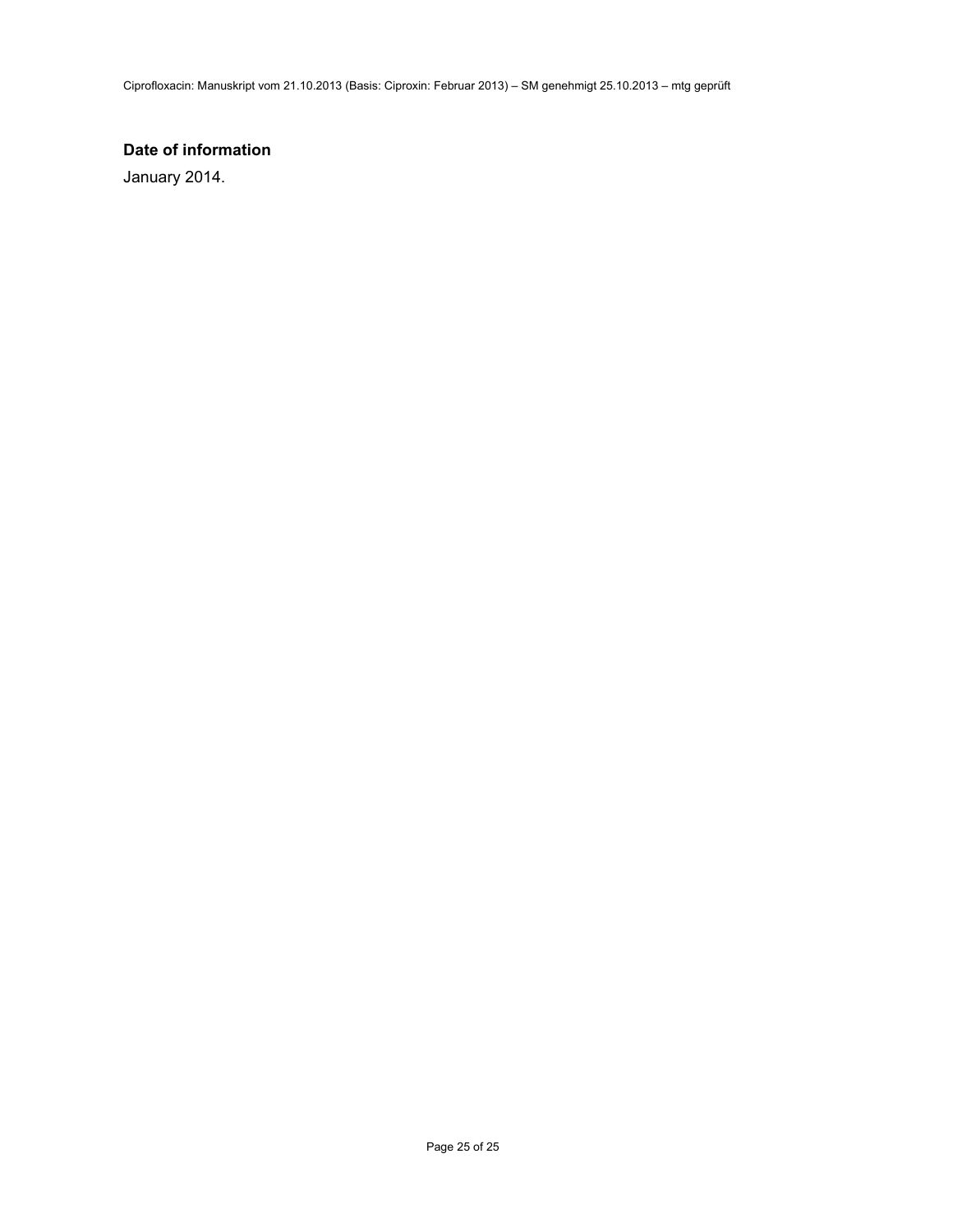**Date of information**

January 2014.